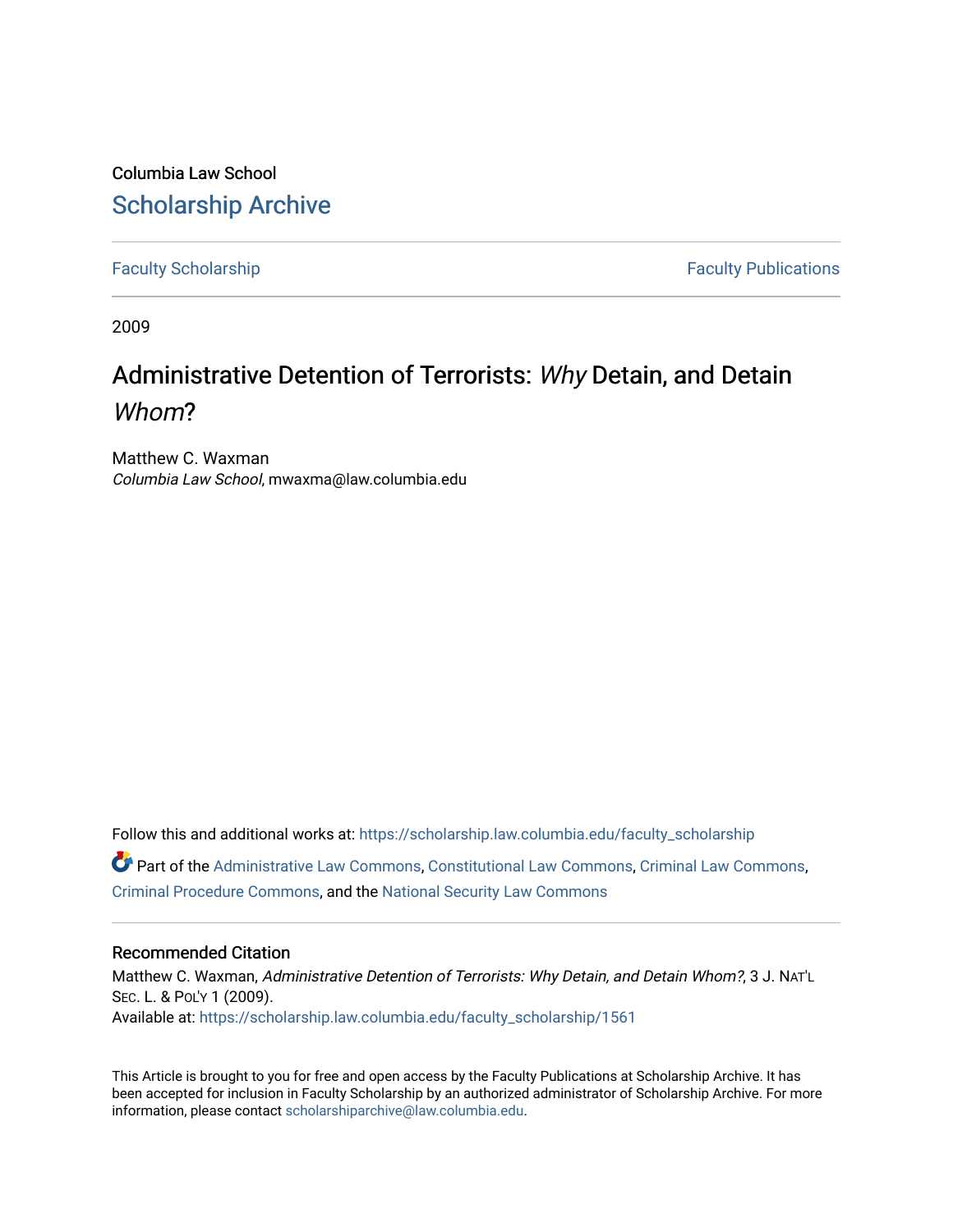Columbia Law School

# Scholarship Archive

Faculty Scholarship | Faculty Publications

2009

# Administrative Detention of Terrorists: *Why* Detain, and Detain *Whom*?

Matthew C. Waxman
*Columbia Law School*, mwaxma@law.columbia.edu

Follow this and additional works at: https://scholarship.law.columbia.edu/faculty_scholarship

Part of the Administrative Law Commons, Constitutional Law Commons, Criminal Law Commons, Criminal Procedure Commons, and the National Security Law Commons

### Recommended Citation

Matthew C. Waxman, *Administrative Detention of Terrorists: Why Detain, and Detain Whom?*, 3 J. NAT'L SEC. L. & POL'Y 1 (2009).
Available at: https://scholarship.law.columbia.edu/faculty_scholarship/1561

This Article is brought to you for free and open access by the Faculty Publications at Scholarship Archive. It has been accepted for inclusion in Faculty Scholarship by an authorized administrator of Scholarship Archive. For more information, please contact scholarshiparchive@law.columbia.edu.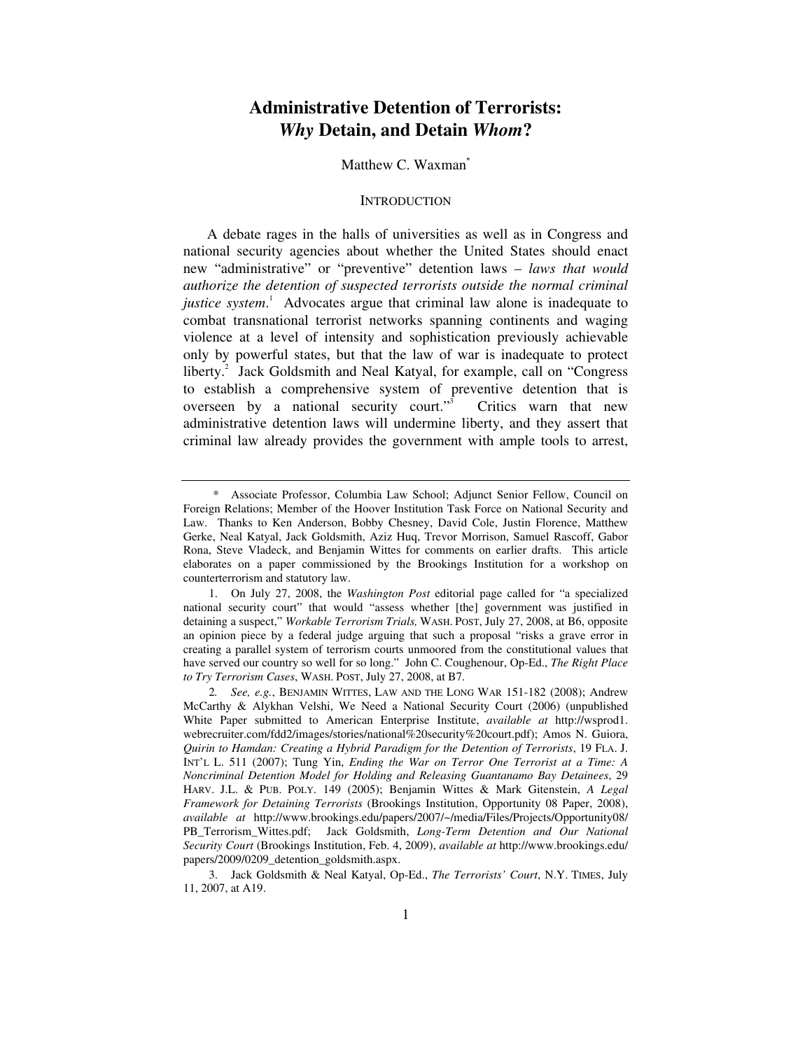# Administrative Detention of Terrorists: *Why* Detain, and Detain *Whom*?

Matthew C. Waxman*

## INTRODUCTION

A debate rages in the halls of universities as well as in Congress and national security agencies about whether the United States should enact new "administrative" or "preventive" detention laws – *laws that would authorize the detention of suspected terrorists outside the normal criminal justice system*.[1] Advocates argue that criminal law alone is inadequate to combat transnational terrorist networks spanning continents and waging violence at a level of intensity and sophistication previously achievable only by powerful states, but that the law of war is inadequate to protect liberty.[2] Jack Goldsmith and Neal Katyal, for example, call on "Congress to establish a comprehensive system of preventive detention that is overseen by a national security court."[3] Critics warn that new administrative detention laws will undermine liberty, and they assert that criminal law already provides the government with ample tools to arrest,

---

\* Associate Professor, Columbia Law School; Adjunct Senior Fellow, Council on Foreign Relations; Member of the Hoover Institution Task Force on National Security and Law. Thanks to Ken Anderson, Bobby Chesney, David Cole, Justin Florence, Matthew Gerke, Neal Katyal, Jack Goldsmith, Aziz Huq, Trevor Morrison, Samuel Rascoff, Gabor Rona, Steve Vladeck, and Benjamin Wittes for comments on earlier drafts. This article elaborates on a paper commissioned by the Brookings Institution for a workshop on counterterrorism and statutory law.

1. On July 27, 2008, the *Washington Post* editorial page called for "a specialized national security court" that would "assess whether [the] government was justified in detaining a suspect," *Workable Terrorism Trials,* WASH. POST, July 27, 2008, at B6, opposite an opinion piece by a federal judge arguing that such a proposal "risks a grave error in creating a parallel system of terrorism courts unmoored from the constitutional values that have served our country so well for so long." John C. Coughenour, Op-Ed., *The Right Place to Try Terrorism Cases*, WASH. POST, July 27, 2008, at B7.

2. *See, e.g.*, BENJAMIN WITTES, LAW AND THE LONG WAR 151-182 (2008); Andrew McCarthy & Alykhan Velshi, We Need a National Security Court (2006) (unpublished White Paper submitted to American Enterprise Institute, *available at* http://wsprod1.webrecruiter.com/fdd2/images/stories/national%20security%20court.pdf); Amos N. Guiora, *Quirin to Hamdan: Creating a Hybrid Paradigm for the Detention of Terrorists*, 19 FLA. J. INT'L L. 511 (2007); Tung Yin, *Ending the War on Terror One Terrorist at a Time: A Noncriminal Detention Model for Holding and Releasing Guantanamo Bay Detainees*, 29 HARV. J.L. & PUB. POLY. 149 (2005); Benjamin Wittes & Mark Gitenstein, *A Legal Framework for Detaining Terrorists* (Brookings Institution, Opportunity 08 Paper, 2008), *available at* http://www.brookings.edu/papers/2007/~/media/Files/Projects/Opportunity08/PB_Terrorism_Wittes.pdf; Jack Goldsmith, *Long-Term Detention and Our National Security Court* (Brookings Institution, Feb. 4, 2009), *available at* http://www.brookings.edu/papers/2009/0209_detention_goldsmith.aspx.

3. Jack Goldsmith & Neal Katyal, Op-Ed., *The Terrorists' Court*, N.Y. TIMES, July 11, 2007, at A19.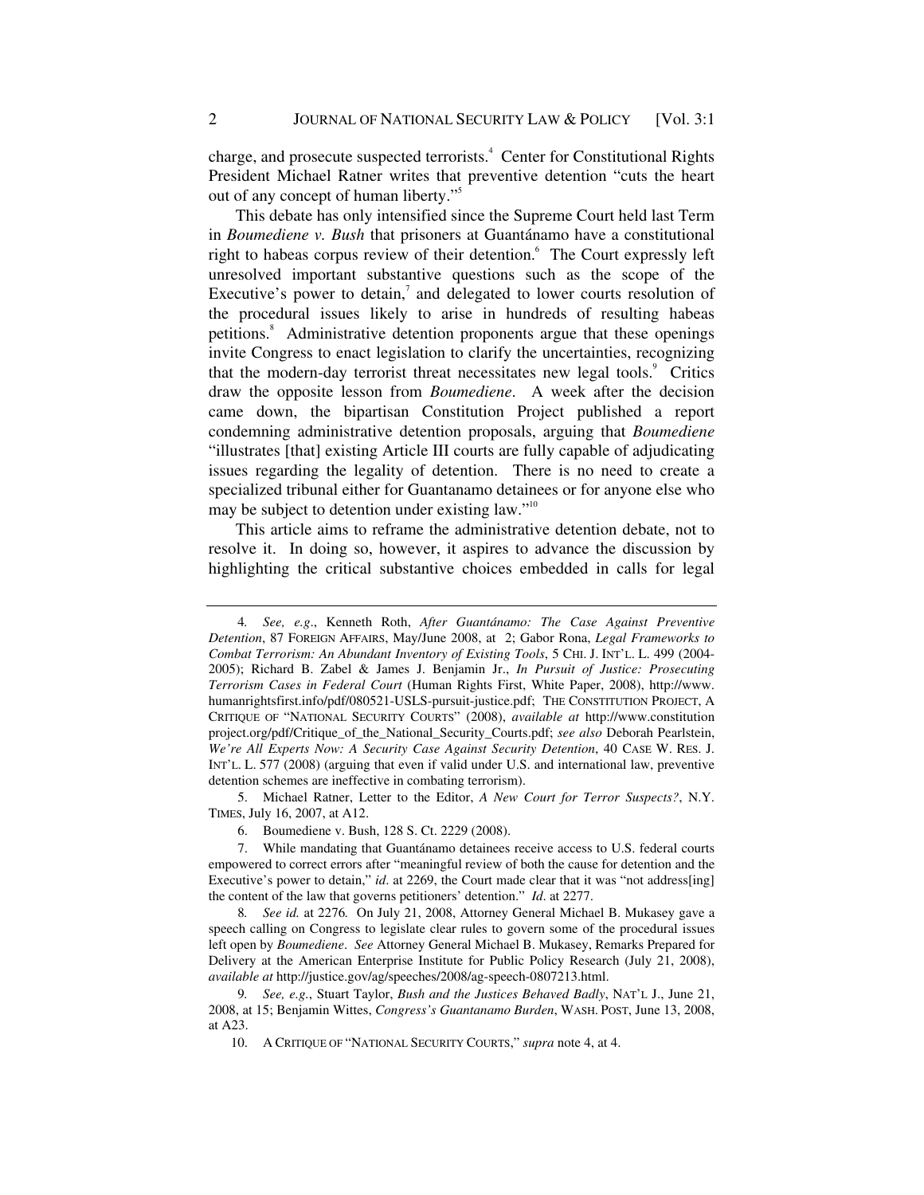charge, and prosecute suspected terrorists.[4] Center for Constitutional Rights President Michael Ratner writes that preventive detention "cuts the heart out of any concept of human liberty."[5]

This debate has only intensified since the Supreme Court held last Term in *Boumediene v. Bush* that prisoners at Guantánamo have a constitutional right to habeas corpus review of their detention.[6] The Court expressly left unresolved important substantive questions such as the scope of the Executive's power to detain,[7] and delegated to lower courts resolution of the procedural issues likely to arise in hundreds of resulting habeas petitions.[8] Administrative detention proponents argue that these openings invite Congress to enact legislation to clarify the uncertainties, recognizing that the modern-day terrorist threat necessitates new legal tools.[9] Critics draw the opposite lesson from *Boumediene*. A week after the decision came down, the bipartisan Constitution Project published a report condemning administrative detention proposals, arguing that *Boumediene* "illustrates [that] existing Article III courts are fully capable of adjudicating issues regarding the legality of detention. There is no need to create a specialized tribunal either for Guantanamo detainees or for anyone else who may be subject to detention under existing law."[10]

This article aims to reframe the administrative detention debate, not to resolve it. In doing so, however, it aspires to advance the discussion by highlighting the critical substantive choices embedded in calls for legal

---

4. *See, e.g.*, Kenneth Roth, *After Guantánamo: The Case Against Preventive Detention*, 87 FOREIGN AFFAIRS, May/June 2008, at 2; Gabor Rona, *Legal Frameworks to Combat Terrorism: An Abundant Inventory of Existing Tools*, 5 CHI. J. INT'L. L. 499 (2004-2005); Richard B. Zabel & James J. Benjamin Jr., *In Pursuit of Justice: Prosecuting Terrorism Cases in Federal Court* (Human Rights First, White Paper, 2008), http://www.humanrightsfirst.info/pdf/080521-USLS-pursuit-justice.pdf; THE CONSTITUTION PROJECT, A CRITIQUE OF "NATIONAL SECURITY COURTS" (2008), *available at* http://www.constitutionproject.org/pdf/Critique_of_the_National_Security_Courts.pdf; *see also* Deborah Pearlstein, *We're All Experts Now: A Security Case Against Security Detention*, 40 CASE W. RES. J. INT'L. L. 577 (2008) (arguing that even if valid under U.S. and international law, preventive detention schemes are ineffective in combating terrorism).

5. Michael Ratner, Letter to the Editor, *A New Court for Terror Suspects?*, N.Y. TIMES, July 16, 2007, at A12.

6. Boumediene v. Bush, 128 S. Ct. 2229 (2008).

7. While mandating that Guantánamo detainees receive access to U.S. federal courts empowered to correct errors after "meaningful review of both the cause for detention and the Executive's power to detain," *id*. at 2269, the Court made clear that it was "not address[ing] the content of the law that governs petitioners' detention." *Id*. at 2277.

8. *See id.* at 2276. On July 21, 2008, Attorney General Michael B. Mukasey gave a speech calling on Congress to legislate clear rules to govern some of the procedural issues left open by *Boumediene*. *See* Attorney General Michael B. Mukasey, Remarks Prepared for Delivery at the American Enterprise Institute for Public Policy Research (July 21, 2008), *available at* http://justice.gov/ag/speeches/2008/ag-speech-0807213.html.

9. *See, e.g.*, Stuart Taylor, *Bush and the Justices Behaved Badly*, NAT'L J., June 21, 2008, at 15; Benjamin Wittes, *Congress's Guantanamo Burden*, WASH. POST, June 13, 2008, at A23.

10. A CRITIQUE OF "NATIONAL SECURITY COURTS," *supra* note 4, at 4.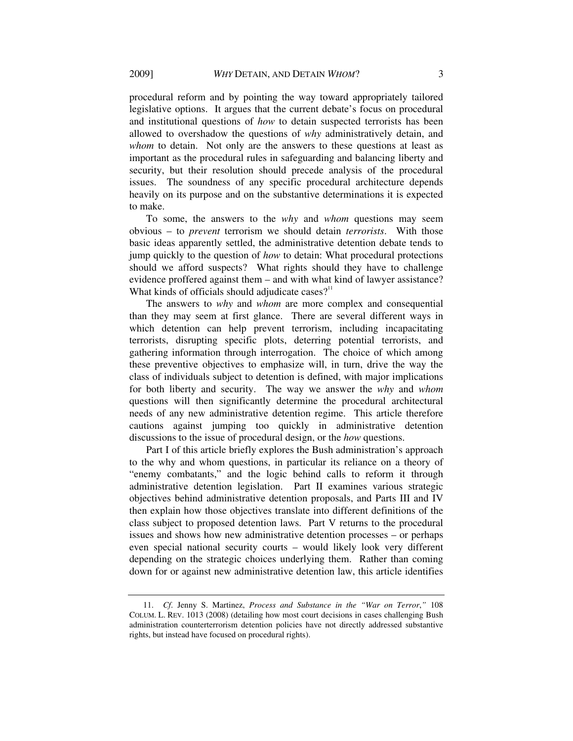procedural reform and by pointing the way toward appropriately tailored legislative options. It argues that the current debate's focus on procedural and institutional questions of *how* to detain suspected terrorists has been allowed to overshadow the questions of *why* administratively detain, and *whom* to detain. Not only are the answers to these questions at least as important as the procedural rules in safeguarding and balancing liberty and security, but their resolution should precede analysis of the procedural issues. The soundness of any specific procedural architecture depends heavily on its purpose and on the substantive determinations it is expected to make.

To some, the answers to the *why* and *whom* questions may seem obvious – to *prevent* terrorism we should detain *terrorists*. With those basic ideas apparently settled, the administrative detention debate tends to jump quickly to the question of *how* to detain: What procedural protections should we afford suspects? What rights should they have to challenge evidence proffered against them – and with what kind of lawyer assistance? What kinds of officials should adjudicate cases?[11]

The answers to *why* and *whom* are more complex and consequential than they may seem at first glance. There are several different ways in which detention can help prevent terrorism, including incapacitating terrorists, disrupting specific plots, deterring potential terrorists, and gathering information through interrogation. The choice of which among these preventive objectives to emphasize will, in turn, drive the way the class of individuals subject to detention is defined, with major implications for both liberty and security. The way we answer the *why* and *whom* questions will then significantly determine the procedural architectural needs of any new administrative detention regime. This article therefore cautions against jumping too quickly in administrative detention discussions to the issue of procedural design, or the *how* questions.

Part I of this article briefly explores the Bush administration's approach to the why and whom questions, in particular its reliance on a theory of "enemy combatants," and the logic behind calls to reform it through administrative detention legislation. Part II examines various strategic objectives behind administrative detention proposals, and Parts III and IV then explain how those objectives translate into different definitions of the class subject to proposed detention laws. Part V returns to the procedural issues and shows how new administrative detention processes – or perhaps even special national security courts – would likely look very different depending on the strategic choices underlying them. Rather than coming down for or against new administrative detention law, this article identifies

11. *Cf.* Jenny S. Martinez, *Process and Substance in the "War on Terror*,*"* 108 COLUM. L. REV. 1013 (2008) (detailing how most court decisions in cases challenging Bush administration counterterrorism detention policies have not directly addressed substantive rights, but instead have focused on procedural rights).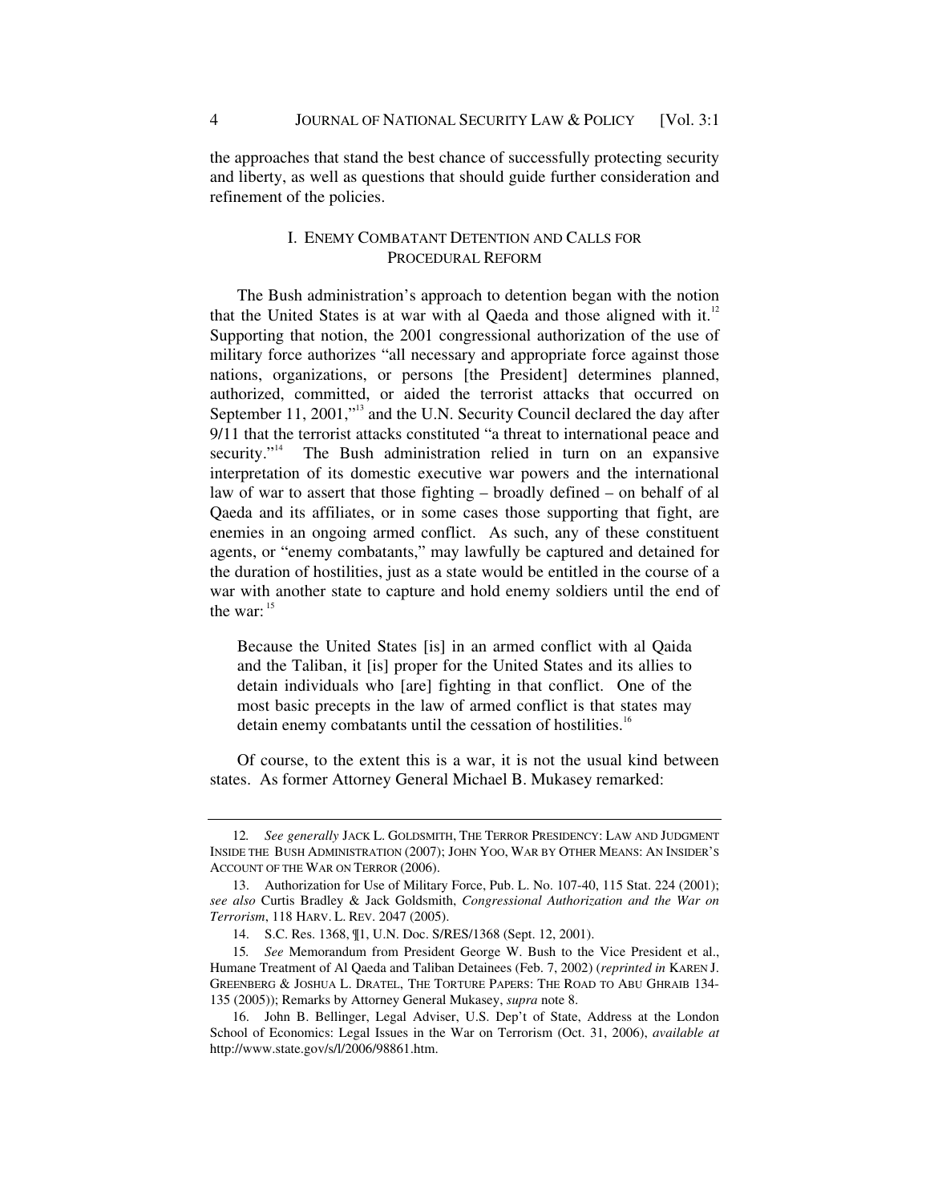the approaches that stand the best chance of successfully protecting security and liberty, as well as questions that should guide further consideration and refinement of the policies.

## I. ENEMY COMBATANT DETENTION AND CALLS FOR PROCEDURAL REFORM

The Bush administration's approach to detention began with the notion that the United States is at war with al Qaeda and those aligned with it.[12] Supporting that notion, the 2001 congressional authorization of the use of military force authorizes "all necessary and appropriate force against those nations, organizations, or persons [the President] determines planned, authorized, committed, or aided the terrorist attacks that occurred on September 11, 2001,"[13] and the U.N. Security Council declared the day after 9/11 that the terrorist attacks constituted "a threat to international peace and security."[14] The Bush administration relied in turn on an expansive interpretation of its domestic executive war powers and the international law of war to assert that those fighting – broadly defined – on behalf of al Qaeda and its affiliates, or in some cases those supporting that fight, are enemies in an ongoing armed conflict. As such, any of these constituent agents, or "enemy combatants," may lawfully be captured and detained for the duration of hostilities, just as a state would be entitled in the course of a war with another state to capture and hold enemy soldiers until the end of the war:[15]

> Because the United States [is] in an armed conflict with al Qaida and the Taliban, it [is] proper for the United States and its allies to detain individuals who [are] fighting in that conflict. One of the most basic precepts in the law of armed conflict is that states may detain enemy combatants until the cessation of hostilities.[16]

Of course, to the extent this is a war, it is not the usual kind between states. As former Attorney General Michael B. Mukasey remarked:

---

12. *See generally* JACK L. GOLDSMITH, THE TERROR PRESIDENCY: LAW AND JUDGMENT INSIDE THE BUSH ADMINISTRATION (2007); JOHN YOO, WAR BY OTHER MEANS: AN INSIDER'S ACCOUNT OF THE WAR ON TERROR (2006).

13. Authorization for Use of Military Force, Pub. L. No. 107-40, 115 Stat. 224 (2001); *see also* Curtis Bradley & Jack Goldsmith, *Congressional Authorization and the War on Terrorism*, 118 HARV. L. REV. 2047 (2005).

14. S.C. Res. 1368, ¶1, U.N. Doc. S/RES/1368 (Sept. 12, 2001).

15. *See* Memorandum from President George W. Bush to the Vice President et al., Humane Treatment of Al Qaeda and Taliban Detainees (Feb. 7, 2002) (*reprinted in* KAREN J. GREENBERG & JOSHUA L. DRATEL, THE TORTURE PAPERS: THE ROAD TO ABU GHRAIB 134-135 (2005)); Remarks by Attorney General Mukasey, *supra* note 8.

16. John B. Bellinger, Legal Adviser, U.S. Dep't of State, Address at the London School of Economics: Legal Issues in the War on Terrorism (Oct. 31, 2006), *available at* http://www.state.gov/s/l/2006/98861.htm.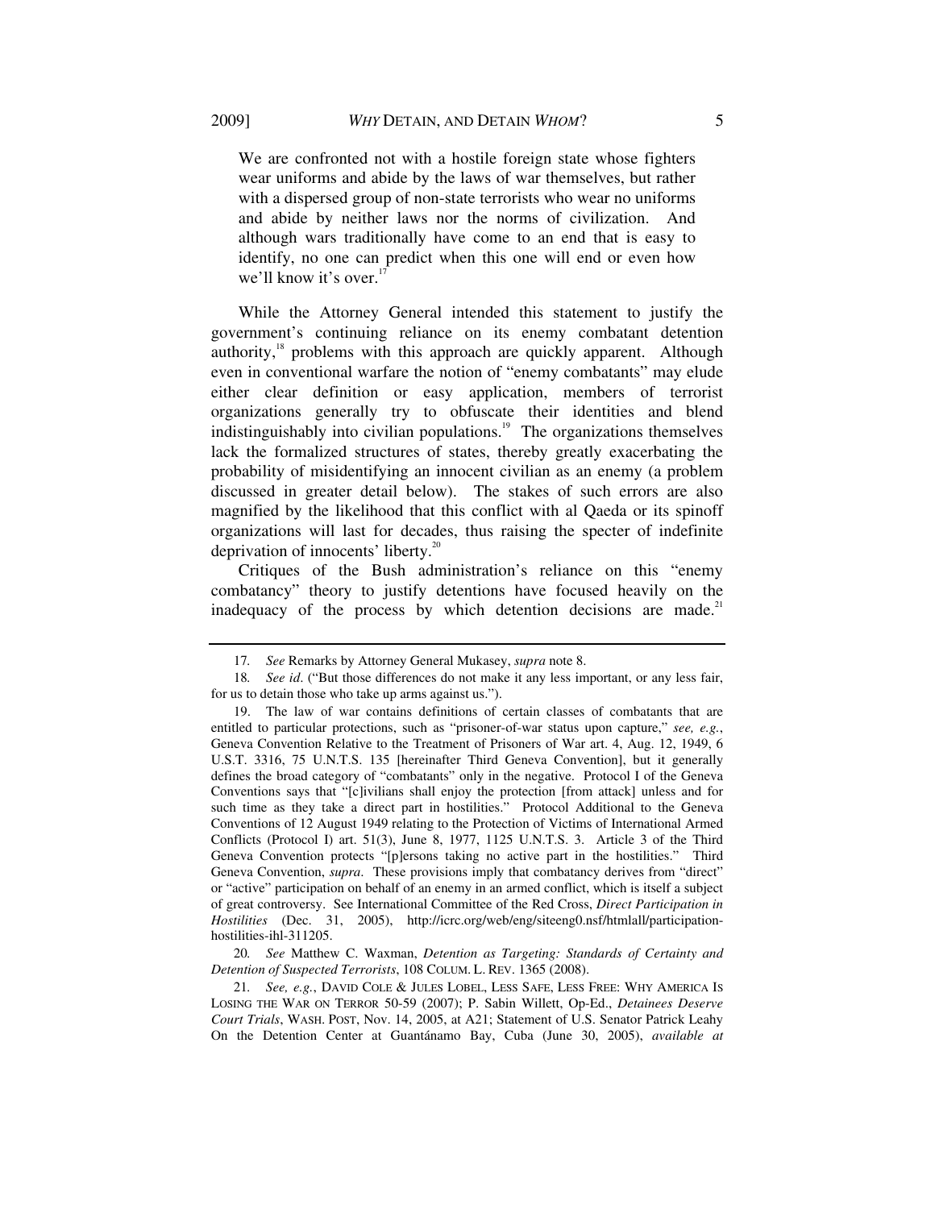> We are confronted not with a hostile foreign state whose fighters wear uniforms and abide by the laws of war themselves, but rather with a dispersed group of non-state terrorists who wear no uniforms and abide by neither laws nor the norms of civilization. And although wars traditionally have come to an end that is easy to identify, no one can predict when this one will end or even how we'll know it's over.[17]

While the Attorney General intended this statement to justify the government's continuing reliance on its enemy combatant detention authority,[18] problems with this approach are quickly apparent. Although even in conventional warfare the notion of "enemy combatants" may elude either clear definition or easy application, members of terrorist organizations generally try to obfuscate their identities and blend indistinguishably into civilian populations.[19] The organizations themselves lack the formalized structures of states, thereby greatly exacerbating the probability of misidentifying an innocent civilian as an enemy (a problem discussed in greater detail below). The stakes of such errors are also magnified by the likelihood that this conflict with al Qaeda or its spinoff organizations will last for decades, thus raising the specter of indefinite deprivation of innocents' liberty.[20]

Critiques of the Bush administration's reliance on this "enemy combatancy" theory to justify detentions have focused heavily on the inadequacy of the process by which detention decisions are made.[21]

---

17. *See* Remarks by Attorney General Mukasey, *supra* note 8.

18. *See id*. ("But those differences do not make it any less important, or any less fair, for us to detain those who take up arms against us.").

19. The law of war contains definitions of certain classes of combatants that are entitled to particular protections, such as "prisoner-of-war status upon capture," *see, e.g.*, Geneva Convention Relative to the Treatment of Prisoners of War art. 4, Aug. 12, 1949, 6 U.S.T. 3316, 75 U.N.T.S. 135 [hereinafter Third Geneva Convention], but it generally defines the broad category of "combatants" only in the negative. Protocol I of the Geneva Conventions says that "[c]ivilians shall enjoy the protection [from attack] unless and for such time as they take a direct part in hostilities." Protocol Additional to the Geneva Conventions of 12 August 1949 relating to the Protection of Victims of International Armed Conflicts (Protocol I) art. 51(3), June 8, 1977, 1125 U.N.T.S. 3. Article 3 of the Third Geneva Convention protects "[p]ersons taking no active part in the hostilities." Third Geneva Convention, *supra*. These provisions imply that combatancy derives from "direct" or "active" participation on behalf of an enemy in an armed conflict, which is itself a subject of great controversy. See International Committee of the Red Cross, *Direct Participation in Hostilities* (Dec. 31, 2005), http://icrc.org/web/eng/siteeng0.nsf/htmlall/participation-hostilities-ihl-311205.

20. *See* Matthew C. Waxman, *Detention as Targeting: Standards of Certainty and Detention of Suspected Terrorists*, 108 COLUM. L. REV. 1365 (2008).

21. *See, e.g.*, DAVID COLE & JULES LOBEL, LESS SAFE, LESS FREE: WHY AMERICA IS LOSING THE WAR ON TERROR 50-59 (2007); P. Sabin Willett, Op-Ed., *Detainees Deserve Court Trials*, WASH. POST, Nov. 14, 2005, at A21; Statement of U.S. Senator Patrick Leahy On the Detention Center at Guantánamo Bay, Cuba (June 30, 2005), *available at*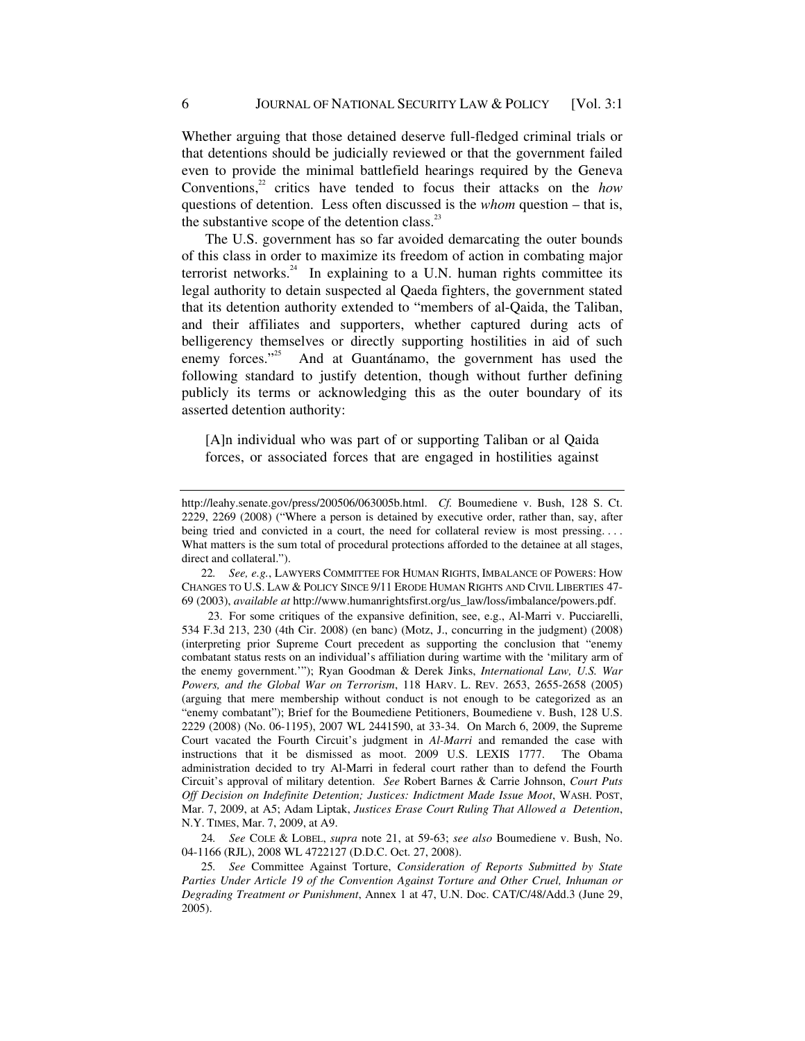Whether arguing that those detained deserve full-fledged criminal trials or that detentions should be judicially reviewed or that the government failed even to provide the minimal battlefield hearings required by the Geneva Conventions,[22] critics have tended to focus their attacks on the *how* questions of detention. Less often discussed is the *whom* question – that is, the substantive scope of the detention class.[23]

The U.S. government has so far avoided demarcating the outer bounds of this class in order to maximize its freedom of action in combating major terrorist networks.[24] In explaining to a U.N. human rights committee its legal authority to detain suspected al Qaeda fighters, the government stated that its detention authority extended to "members of al-Qaida, the Taliban, and their affiliates and supporters, whether captured during acts of belligerency themselves or directly supporting hostilities in aid of such enemy forces."[25] And at Guantánamo, the government has used the following standard to justify detention, though without further defining publicly its terms or acknowledging this as the outer boundary of its asserted detention authority:

> [A]n individual who was part of or supporting Taliban or al Qaida forces, or associated forces that are engaged in hostilities against

---

http://leahy.senate.gov/press/200506/063005b.html. *Cf.* Boumediene v. Bush, 128 S. Ct. 2229, 2269 (2008) ("Where a person is detained by executive order, rather than, say, after being tried and convicted in a court, the need for collateral review is most pressing. . . . What matters is the sum total of procedural protections afforded to the detainee at all stages, direct and collateral.").

22. *See, e.g.*, LAWYERS COMMITTEE FOR HUMAN RIGHTS, IMBALANCE OF POWERS: HOW CHANGES TO U.S. LAW & POLICY SINCE 9/11 ERODE HUMAN RIGHTS AND CIVIL LIBERTIES 47-69 (2003), *available at* http://www.humanrightsfirst.org/us_law/loss/imbalance/powers.pdf.

23. For some critiques of the expansive definition, see, e.g., Al-Marri v. Pucciarelli, 534 F.3d 213, 230 (4th Cir. 2008) (en banc) (Motz, J., concurring in the judgment) (2008) (interpreting prior Supreme Court precedent as supporting the conclusion that "enemy combatant status rests on an individual's affiliation during wartime with the 'military arm of the enemy government.'"); Ryan Goodman & Derek Jinks, *International Law, U.S. War Powers, and the Global War on Terrorism*, 118 HARV. L. REV. 2653, 2655-2658 (2005) (arguing that mere membership without conduct is not enough to be categorized as an "enemy combatant"); Brief for the Boumediene Petitioners, Boumediene v. Bush, 128 U.S. 2229 (2008) (No. 06-1195), 2007 WL 2441590, at 33-34. On March 6, 2009, the Supreme Court vacated the Fourth Circuit's judgment in *Al-Marri* and remanded the case with instructions that it be dismissed as moot. 2009 U.S. LEXIS 1777. The Obama administration decided to try Al-Marri in federal court rather than to defend the Fourth Circuit's approval of military detention. *See* Robert Barnes & Carrie Johnson, *Court Puts Off Decision on Indefinite Detention; Justices: Indictment Made Issue Moot*, WASH. POST, Mar. 7, 2009, at A5; Adam Liptak, *Justices Erase Court Ruling That Allowed a Detention*, N.Y. TIMES, Mar. 7, 2009, at A9.

24. *See* COLE & LOBEL, *supra* note 21, at 59-63; *see also* Boumediene v. Bush, No. 04-1166 (RJL), 2008 WL 4722127 (D.D.C. Oct. 27, 2008).

25. *See* Committee Against Torture, *Consideration of Reports Submitted by State Parties Under Article 19 of the Convention Against Torture and Other Cruel, Inhuman or Degrading Treatment or Punishment*, Annex 1 at 47, U.N. Doc. CAT/C/48/Add.3 (June 29, 2005).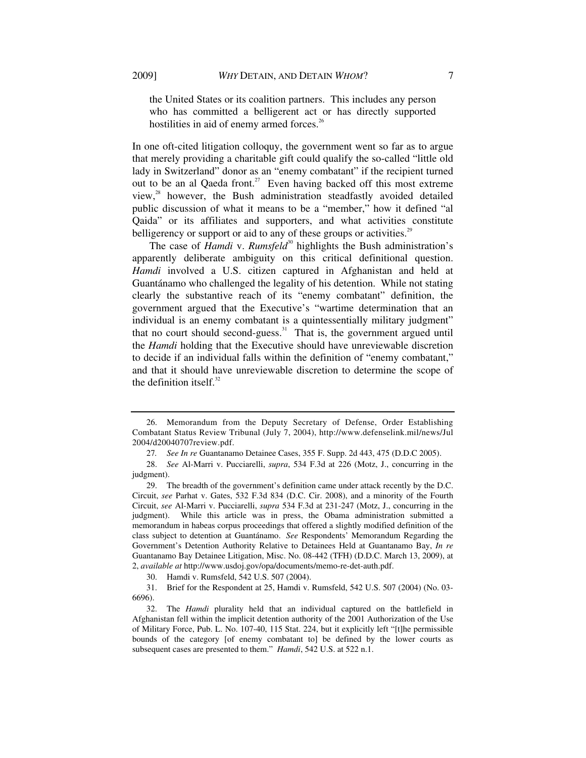> the United States or its coalition partners. This includes any person who has committed a belligerent act or has directly supported hostilities in aid of enemy armed forces.[26]

In one oft-cited litigation colloquy, the government went so far as to argue that merely providing a charitable gift could qualify the so-called "little old lady in Switzerland" donor as an "enemy combatant" if the recipient turned out to be an al Qaeda front.[27] Even having backed off this most extreme view,[28] however, the Bush administration steadfastly avoided detailed public discussion of what it means to be a "member," how it defined "al Qaida" or its affiliates and supporters, and what activities constitute belligerency or support or aid to any of these groups or activities.[29]

The case of *Hamdi* v. *Rumsfeld*[30] highlights the Bush administration's apparently deliberate ambiguity on this critical definitional question. *Hamdi* involved a U.S. citizen captured in Afghanistan and held at Guantánamo who challenged the legality of his detention. While not stating clearly the substantive reach of its "enemy combatant" definition, the government argued that the Executive's "wartime determination that an individual is an enemy combatant is a quintessentially military judgment" that no court should second-guess.[31] That is, the government argued until the *Hamdi* holding that the Executive should have unreviewable discretion to decide if an individual falls within the definition of "enemy combatant," and that it should have unreviewable discretion to determine the scope of the definition itself.[32]

---

26. Memorandum from the Deputy Secretary of Defense, Order Establishing Combatant Status Review Tribunal (July 7, 2004), http://www.defenselink.mil/news/Jul2004/d20040707review.pdf.

27. *See In re* Guantanamo Detainee Cases, 355 F. Supp. 2d 443, 475 (D.D.C 2005).

28. *See* Al-Marri v. Pucciarelli, *supra*, 534 F.3d at 226 (Motz, J., concurring in the judgment).

29. The breadth of the government's definition came under attack recently by the D.C. Circuit, *see* Parhat v. Gates, 532 F.3d 834 (D.C. Cir. 2008), and a minority of the Fourth Circuit, *see* Al-Marri v. Pucciarelli, *supra* 534 F.3d at 231-247 (Motz, J., concurring in the judgment). While this article was in press, the Obama administration submitted a memorandum in habeas corpus proceedings that offered a slightly modified definition of the class subject to detention at Guantánamo. *See* Respondents' Memorandum Regarding the Government's Detention Authority Relative to Detainees Held at Guantanamo Bay, *In re* Guantanamo Bay Detainee Litigation, Misc. No. 08-442 (TFH) (D.D.C. March 13, 2009), at 2, *available at* http://www.usdoj.gov/opa/documents/memo-re-det-auth.pdf.

30. Hamdi v. Rumsfeld, 542 U.S. 507 (2004).

31. Brief for the Respondent at 25, Hamdi v. Rumsfeld, 542 U.S. 507 (2004) (No. 03-6696).

32. The *Hamdi* plurality held that an individual captured on the battlefield in Afghanistan fell within the implicit detention authority of the 2001 Authorization of the Use of Military Force, Pub. L. No. 107-40, 115 Stat. 224, but it explicitly left "[t]he permissible bounds of the category [of enemy combatant to] be defined by the lower courts as subsequent cases are presented to them." *Hamdi*, 542 U.S. at 522 n.1.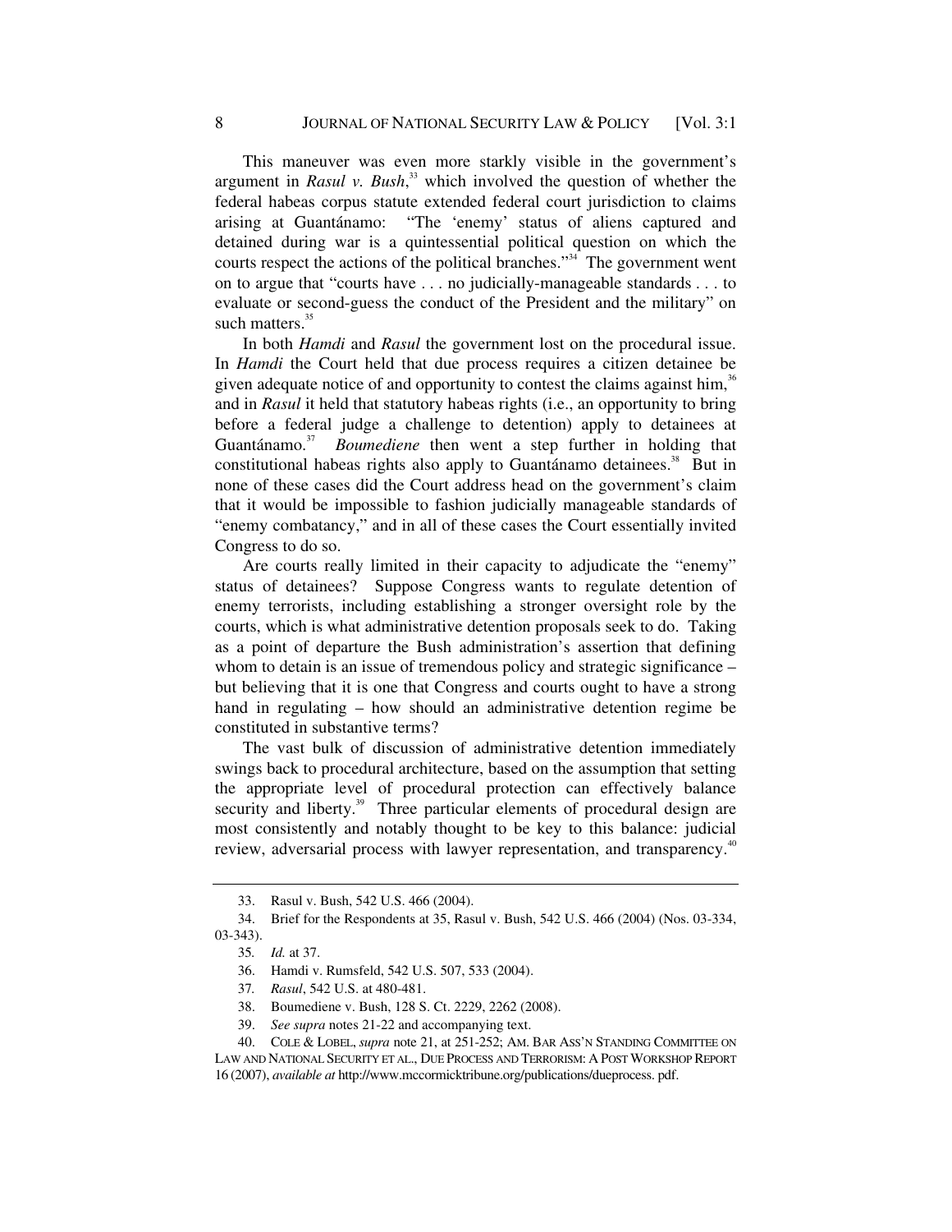This maneuver was even more starkly visible in the government's argument in *Rasul v. Bush*,[33] which involved the question of whether the federal habeas corpus statute extended federal court jurisdiction to claims arising at Guantánamo: "The 'enemy' status of aliens captured and detained during war is a quintessential political question on which the courts respect the actions of the political branches."[34] The government went on to argue that "courts have . . . no judicially-manageable standards . . . to evaluate or second-guess the conduct of the President and the military" on such matters.[35]

In both *Hamdi* and *Rasul* the government lost on the procedural issue. In *Hamdi* the Court held that due process requires a citizen detainee be given adequate notice of and opportunity to contest the claims against him,[36] and in *Rasul* it held that statutory habeas rights (i.e., an opportunity to bring before a federal judge a challenge to detention) apply to detainees at Guantánamo.[37] *Boumediene* then went a step further in holding that constitutional habeas rights also apply to Guantánamo detainees.[38] But in none of these cases did the Court address head on the government's claim that it would be impossible to fashion judicially manageable standards of "enemy combatancy," and in all of these cases the Court essentially invited Congress to do so.

Are courts really limited in their capacity to adjudicate the "enemy" status of detainees? Suppose Congress wants to regulate detention of enemy terrorists, including establishing a stronger oversight role by the courts, which is what administrative detention proposals seek to do. Taking as a point of departure the Bush administration's assertion that defining whom to detain is an issue of tremendous policy and strategic significance – but believing that it is one that Congress and courts ought to have a strong hand in regulating – how should an administrative detention regime be constituted in substantive terms?

The vast bulk of discussion of administrative detention immediately swings back to procedural architecture, based on the assumption that setting the appropriate level of procedural protection can effectively balance security and liberty.[39] Three particular elements of procedural design are most consistently and notably thought to be key to this balance: judicial review, adversarial process with lawyer representation, and transparency.[40]

---

33. Rasul v. Bush, 542 U.S. 466 (2004).

34. Brief for the Respondents at 35, Rasul v. Bush, 542 U.S. 466 (2004) (Nos. 03-334, 03-343).

35. *Id.* at 37.

36. Hamdi v. Rumsfeld, 542 U.S. 507, 533 (2004).

37. *Rasul*, 542 U.S. at 480-481.

38. Boumediene v. Bush, 128 S. Ct. 2229, 2262 (2008).

39. *See supra* notes 21-22 and accompanying text.

40. COLE & LOBEL, *supra* note 21, at 251-252; AM. BAR ASS'N STANDING COMMITTEE ON LAW AND NATIONAL SECURITY ET AL., DUE PROCESS AND TERRORISM: A POST WORKSHOP REPORT 16 (2007), *available at* http://www.mccormicktribune.org/publications/dueprocess. pdf.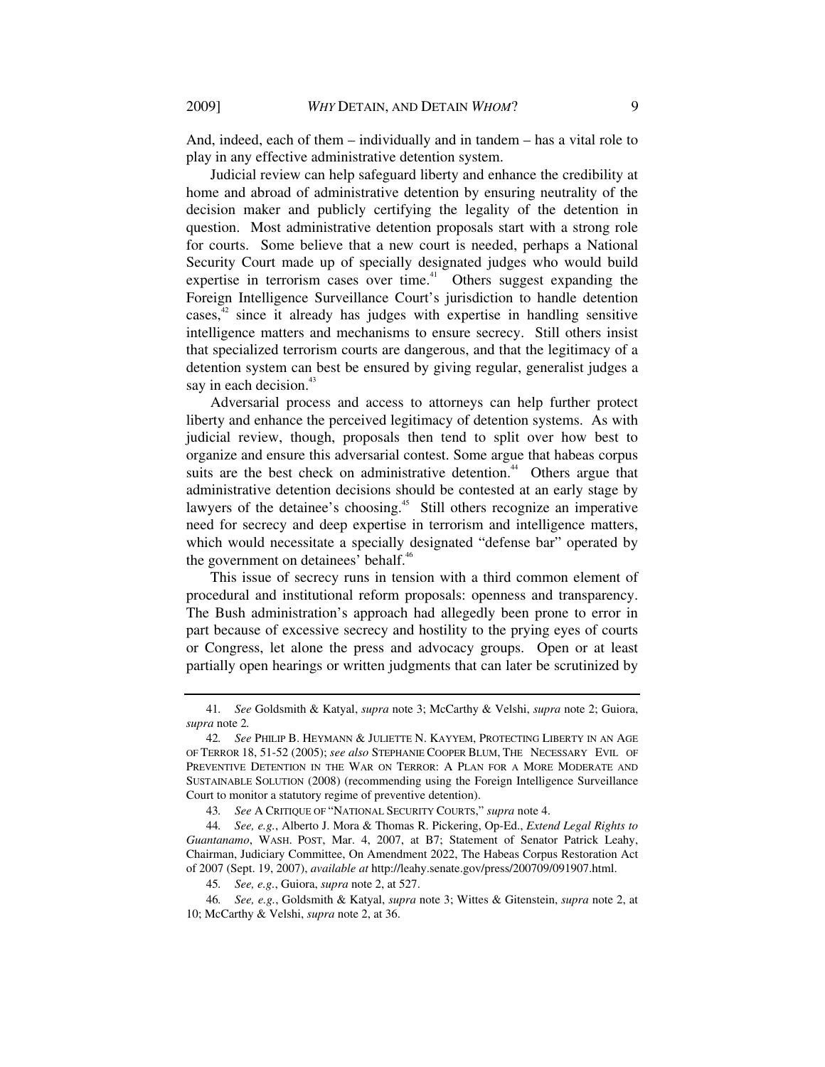And, indeed, each of them – individually and in tandem – has a vital role to play in any effective administrative detention system.

Judicial review can help safeguard liberty and enhance the credibility at home and abroad of administrative detention by ensuring neutrality of the decision maker and publicly certifying the legality of the detention in question. Most administrative detention proposals start with a strong role for courts. Some believe that a new court is needed, perhaps a National Security Court made up of specially designated judges who would build expertise in terrorism cases over time.[41] Others suggest expanding the Foreign Intelligence Surveillance Court's jurisdiction to handle detention cases,[42] since it already has judges with expertise in handling sensitive intelligence matters and mechanisms to ensure secrecy. Still others insist that specialized terrorism courts are dangerous, and that the legitimacy of a detention system can best be ensured by giving regular, generalist judges a say in each decision.[43]

Adversarial process and access to attorneys can help further protect liberty and enhance the perceived legitimacy of detention systems. As with judicial review, though, proposals then tend to split over how best to organize and ensure this adversarial contest. Some argue that habeas corpus suits are the best check on administrative detention.[44] Others argue that administrative detention decisions should be contested at an early stage by lawyers of the detainee's choosing.[45] Still others recognize an imperative need for secrecy and deep expertise in terrorism and intelligence matters, which would necessitate a specially designated "defense bar" operated by the government on detainees' behalf.[46]

This issue of secrecy runs in tension with a third common element of procedural and institutional reform proposals: openness and transparency. The Bush administration's approach had allegedly been prone to error in part because of excessive secrecy and hostility to the prying eyes of courts or Congress, let alone the press and advocacy groups. Open or at least partially open hearings or written judgments that can later be scrutinized by

---

41. *See* Goldsmith & Katyal, *supra* note 3; McCarthy & Velshi, *supra* note 2; Guiora, *supra* note 2.

42. *See* PHILIP B. HEYMANN & JULIETTE N. KAYYEM, PROTECTING LIBERTY IN AN AGE OF TERROR 18, 51-52 (2005); *see also* STEPHANIE COOPER BLUM, THE NECESSARY EVIL OF PREVENTIVE DETENTION IN THE WAR ON TERROR: A PLAN FOR A MORE MODERATE AND SUSTAINABLE SOLUTION (2008) (recommending using the Foreign Intelligence Surveillance Court to monitor a statutory regime of preventive detention).

43. *See* A CRITIQUE OF "NATIONAL SECURITY COURTS," *supra* note 4.

44. *See, e.g.*, Alberto J. Mora & Thomas R. Pickering, Op-Ed., *Extend Legal Rights to Guantanamo*, WASH. POST, Mar. 4, 2007, at B7; Statement of Senator Patrick Leahy, Chairman, Judiciary Committee, On Amendment 2022, The Habeas Corpus Restoration Act of 2007 (Sept. 19, 2007), *available at* http://leahy.senate.gov/press/200709/091907.html.

45. *See, e.g.*, Guiora, *supra* note 2, at 527.

46. *See, e.g.*, Goldsmith & Katyal, *supra* note 3; Wittes & Gitenstein, *supra* note 2, at 10; McCarthy & Velshi, *supra* note 2, at 36.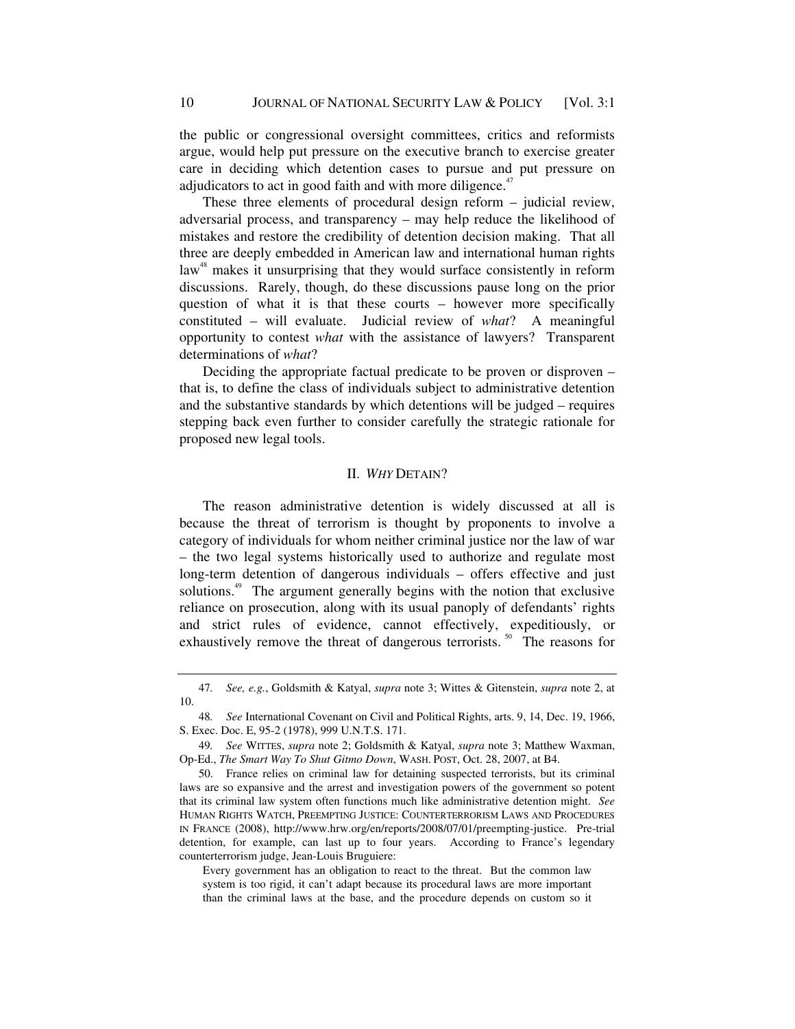the public or congressional oversight committees, critics and reformists argue, would help put pressure on the executive branch to exercise greater care in deciding which detention cases to pursue and put pressure on adjudicators to act in good faith and with more diligence.[47]

These three elements of procedural design reform – judicial review, adversarial process, and transparency – may help reduce the likelihood of mistakes and restore the credibility of detention decision making. That all three are deeply embedded in American law and international human rights law[48] makes it unsurprising that they would surface consistently in reform discussions. Rarely, though, do these discussions pause long on the prior question of what it is that these courts – however more specifically constituted – will evaluate. Judicial review of *what*? A meaningful opportunity to contest *what* with the assistance of lawyers? Transparent determinations of *what*?

Deciding the appropriate factual predicate to be proven or disproven – that is, to define the class of individuals subject to administrative detention and the substantive standards by which detentions will be judged – requires stepping back even further to consider carefully the strategic rationale for proposed new legal tools.

## II. *WHY* DETAIN?

The reason administrative detention is widely discussed at all is because the threat of terrorism is thought by proponents to involve a category of individuals for whom neither criminal justice nor the law of war – the two legal systems historically used to authorize and regulate most long-term detention of dangerous individuals – offers effective and just solutions.[49] The argument generally begins with the notion that exclusive reliance on prosecution, along with its usual panoply of defendants' rights and strict rules of evidence, cannot effectively, expeditiously, or exhaustively remove the threat of dangerous terrorists.[50] The reasons for

---

47. *See, e.g.*, Goldsmith & Katyal, *supra* note 3; Wittes & Gitenstein, *supra* note 2, at 10.

48. *See* International Covenant on Civil and Political Rights, arts. 9, 14, Dec. 19, 1966, S. Exec. Doc. E, 95-2 (1978), 999 U.N.T.S. 171.

49. *See* WITTES, *supra* note 2; Goldsmith & Katyal, *supra* note 3; Matthew Waxman, Op-Ed., *The Smart Way To Shut Gitmo Down*, WASH. POST, Oct. 28, 2007, at B4.

50. France relies on criminal law for detaining suspected terrorists, but its criminal laws are so expansive and the arrest and investigation powers of the government so potent that its criminal law system often functions much like administrative detention might. *See* HUMAN RIGHTS WATCH, PREEMPTING JUSTICE: COUNTERTERRORISM LAWS AND PROCEDURES IN FRANCE (2008), http://www.hrw.org/en/reports/2008/07/01/preempting-justice. Pre-trial detention, for example, can last up to four years. According to France's legendary counterterrorism judge, Jean-Louis Bruguiere:

> Every government has an obligation to react to the threat. But the common law system is too rigid, it can't adapt because its procedural laws are more important than the criminal laws at the base, and the procedure depends on custom so it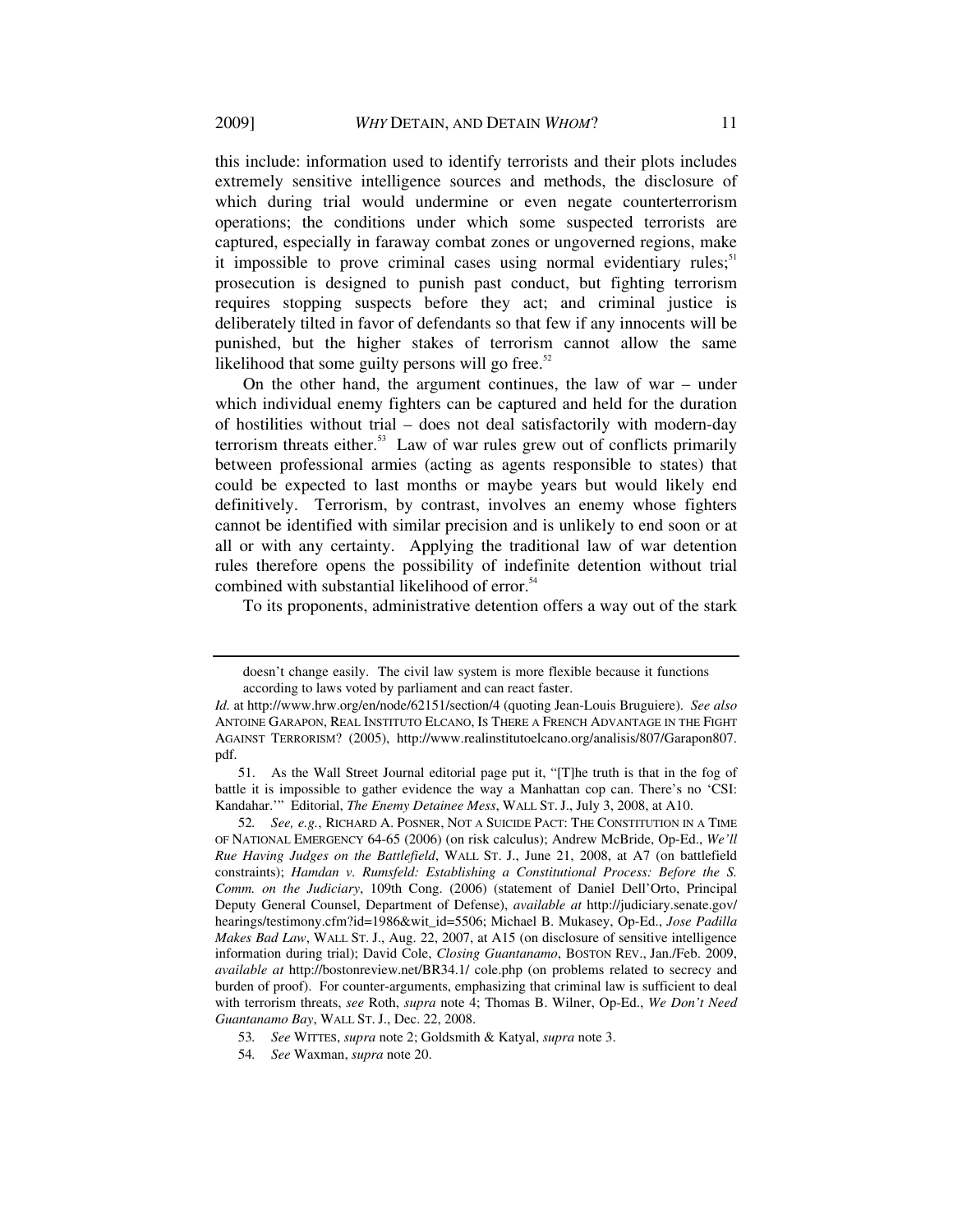this include: information used to identify terrorists and their plots includes extremely sensitive intelligence sources and methods, the disclosure of which during trial would undermine or even negate counterterrorism operations; the conditions under which some suspected terrorists are captured, especially in faraway combat zones or ungoverned regions, make it impossible to prove criminal cases using normal evidentiary rules;[51] prosecution is designed to punish past conduct, but fighting terrorism requires stopping suspects before they act; and criminal justice is deliberately tilted in favor of defendants so that few if any innocents will be punished, but the higher stakes of terrorism cannot allow the same likelihood that some guilty persons will go free.[52]

On the other hand, the argument continues, the law of war – under which individual enemy fighters can be captured and held for the duration of hostilities without trial – does not deal satisfactorily with modern-day terrorism threats either.[53] Law of war rules grew out of conflicts primarily between professional armies (acting as agents responsible to states) that could be expected to last months or maybe years but would likely end definitively. Terrorism, by contrast, involves an enemy whose fighters cannot be identified with similar precision and is unlikely to end soon or at all or with any certainty. Applying the traditional law of war detention rules therefore opens the possibility of indefinite detention without trial combined with substantial likelihood of error.[54]

To its proponents, administrative detention offers a way out of the stark

---

> doesn't change easily. The civil law system is more flexible because it functions according to laws voted by parliament and can react faster.

*Id.* at http://www.hrw.org/en/node/62151/section/4 (quoting Jean-Louis Bruguiere). *See also* ANTOINE GARAPON, REAL INSTITUTO ELCANO, IS THERE A FRENCH ADVANTAGE IN THE FIGHT AGAINST TERRORISM? (2005), http://www.realinstitutoelcano.org/analisis/807/Garapon807.pdf.

51. As the Wall Street Journal editorial page put it, "[T]he truth is that in the fog of battle it is impossible to gather evidence the way a Manhattan cop can. There's no 'CSI: Kandahar.'" Editorial, *The Enemy Detainee Mess*, WALL ST. J., July 3, 2008, at A10.

52. *See, e.g.*, RICHARD A. POSNER, NOT A SUICIDE PACT: THE CONSTITUTION IN A TIME OF NATIONAL EMERGENCY 64-65 (2006) (on risk calculus); Andrew McBride, Op-Ed., *We'll Rue Having Judges on the Battlefield*, WALL ST. J., June 21, 2008, at A7 (on battlefield constraints); *Hamdan v. Rumsfeld: Establishing a Constitutional Process: Before the S. Comm. on the Judiciary*, 109th Cong. (2006) (statement of Daniel Dell'Orto, Principal Deputy General Counsel, Department of Defense), *available at* http://judiciary.senate.gov/hearings/testimony.cfm?id=1986&wit_id=5506; Michael B. Mukasey, Op-Ed., *Jose Padilla Makes Bad Law*, WALL ST. J., Aug. 22, 2007, at A15 (on disclosure of sensitive intelligence information during trial); David Cole, *Closing Guantanamo*, BOSTON REV., Jan./Feb. 2009, *available at* http://bostonreview.net/BR34.1/ cole.php (on problems related to secrecy and burden of proof). For counter-arguments, emphasizing that criminal law is sufficient to deal with terrorism threats, *see* Roth, *supra* note 4; Thomas B. Wilner, Op-Ed., *We Don't Need Guantanamo Bay*, WALL ST. J., Dec. 22, 2008.

53. *See* WITTES, *supra* note 2; Goldsmith & Katyal, *supra* note 3.

54. *See* Waxman, *supra* note 20.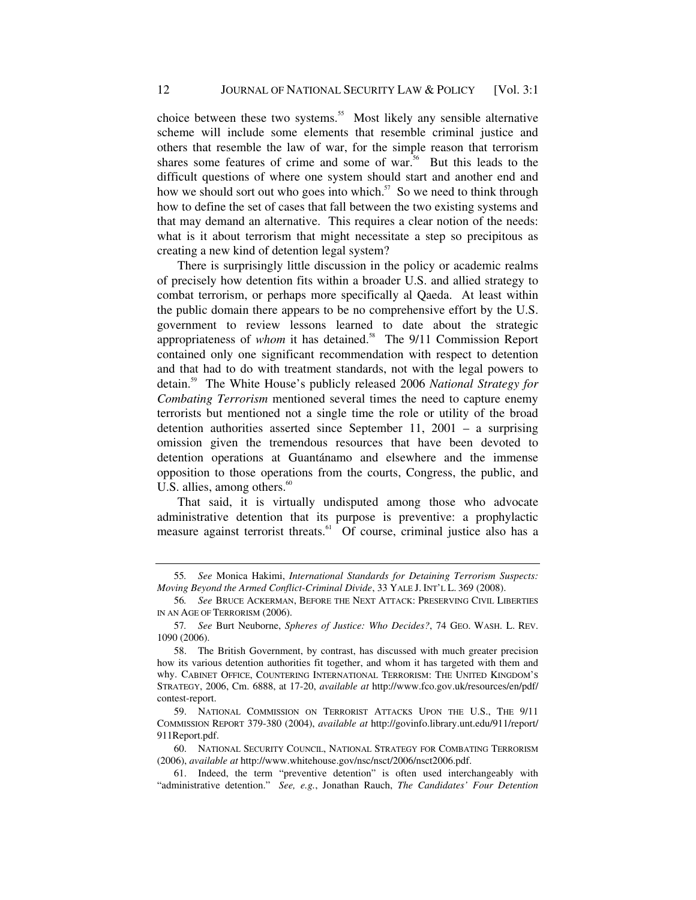choice between these two systems.[55] Most likely any sensible alternative scheme will include some elements that resemble criminal justice and others that resemble the law of war, for the simple reason that terrorism shares some features of crime and some of war.[56] But this leads to the difficult questions of where one system should start and another end and how we should sort out who goes into which.[57] So we need to think through how to define the set of cases that fall between the two existing systems and that may demand an alternative. This requires a clear notion of the needs: what is it about terrorism that might necessitate a step so precipitous as creating a new kind of detention legal system?

There is surprisingly little discussion in the policy or academic realms of precisely how detention fits within a broader U.S. and allied strategy to combat terrorism, or perhaps more specifically al Qaeda. At least within the public domain there appears to be no comprehensive effort by the U.S. government to review lessons learned to date about the strategic appropriateness of *whom* it has detained.[58] The 9/11 Commission Report contained only one significant recommendation with respect to detention and that had to do with treatment standards, not with the legal powers to detain.[59] The White House's publicly released 2006 *National Strategy for Combating Terrorism* mentioned several times the need to capture enemy terrorists but mentioned not a single time the role or utility of the broad detention authorities asserted since September 11, 2001 – a surprising omission given the tremendous resources that have been devoted to detention operations at Guantánamo and elsewhere and the immense opposition to those operations from the courts, Congress, the public, and U.S. allies, among others.[60]

That said, it is virtually undisputed among those who advocate administrative detention that its purpose is preventive: a prophylactic measure against terrorist threats.[61] Of course, criminal justice also has a

---

55. *See* Monica Hakimi, *International Standards for Detaining Terrorism Suspects: Moving Beyond the Armed Conflict-Criminal Divide*, 33 YALE J. INT'L L. 369 (2008).

56. *See* BRUCE ACKERMAN, BEFORE THE NEXT ATTACK: PRESERVING CIVIL LIBERTIES IN AN AGE OF TERRORISM (2006).

57. *See* Burt Neuborne, *Spheres of Justice: Who Decides?*, 74 GEO. WASH. L. REV. 1090 (2006).

58. The British Government, by contrast, has discussed with much greater precision how its various detention authorities fit together, and whom it has targeted with them and why. CABINET OFFICE, COUNTERING INTERNATIONAL TERRORISM: THE UNITED KINGDOM'S STRATEGY, 2006, Cm. 6888, at 17-20, *available at* http://www.fco.gov.uk/resources/en/pdf/contest-report.

59. NATIONAL COMMISSION ON TERRORIST ATTACKS UPON THE U.S., THE 9/11 COMMISSION REPORT 379-380 (2004), *available at* http://govinfo.library.unt.edu/911/report/911Report.pdf.

60. NATIONAL SECURITY COUNCIL, NATIONAL STRATEGY FOR COMBATING TERRORISM (2006), *available at* http://www.whitehouse.gov/nsc/nsct/2006/nsct2006.pdf.

61. Indeed, the term "preventive detention" is often used interchangeably with "administrative detention." *See, e.g.*, Jonathan Rauch, *The Candidates' Four Detention*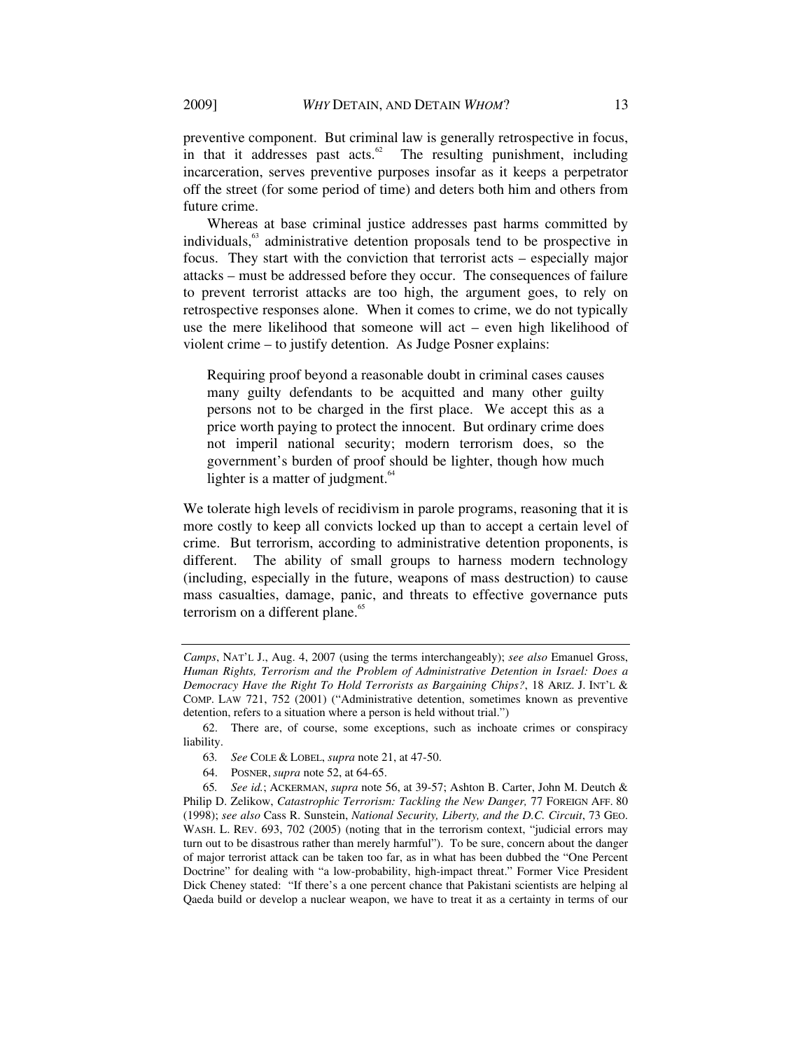preventive component. But criminal law is generally retrospective in focus, in that it addresses past acts.[62] The resulting punishment, including incarceration, serves preventive purposes insofar as it keeps a perpetrator off the street (for some period of time) and deters both him and others from future crime.

Whereas at base criminal justice addresses past harms committed by individuals,[63] administrative detention proposals tend to be prospective in focus. They start with the conviction that terrorist acts – especially major attacks – must be addressed before they occur. The consequences of failure to prevent terrorist attacks are too high, the argument goes, to rely on retrospective responses alone. When it comes to crime, we do not typically use the mere likelihood that someone will act – even high likelihood of violent crime – to justify detention. As Judge Posner explains:

> Requiring proof beyond a reasonable doubt in criminal cases causes many guilty defendants to be acquitted and many other guilty persons not to be charged in the first place. We accept this as a price worth paying to protect the innocent. But ordinary crime does not imperil national security; modern terrorism does, so the government's burden of proof should be lighter, though how much lighter is a matter of judgment.[64]

We tolerate high levels of recidivism in parole programs, reasoning that it is more costly to keep all convicts locked up than to accept a certain level of crime. But terrorism, according to administrative detention proponents, is different. The ability of small groups to harness modern technology (including, especially in the future, weapons of mass destruction) to cause mass casualties, damage, panic, and threats to effective governance puts terrorism on a different plane.[65]

---

*Camps*, NAT'L J., Aug. 4, 2007 (using the terms interchangeably); *see also* Emanuel Gross, *Human Rights, Terrorism and the Problem of Administrative Detention in Israel: Does a Democracy Have the Right To Hold Terrorists as Bargaining Chips?*, 18 ARIZ. J. INT'L & COMP. LAW 721, 752 (2001) ("Administrative detention, sometimes known as preventive detention, refers to a situation where a person is held without trial.")

62. There are, of course, some exceptions, such as inchoate crimes or conspiracy liability.

63. *See* COLE & LOBEL, *supra* note 21, at 47-50.

64. POSNER, *supra* note 52, at 64-65.

65. *See id.*; ACKERMAN, *supra* note 56, at 39-57; Ashton B. Carter, John M. Deutch & Philip D. Zelikow, *Catastrophic Terrorism: Tackling the New Danger,* 77 FOREIGN AFF. 80 (1998); *see also* Cass R. Sunstein, *National Security, Liberty, and the D.C. Circuit*, 73 GEO. WASH. L. REV. 693, 702 (2005) (noting that in the terrorism context, "judicial errors may turn out to be disastrous rather than merely harmful"). To be sure, concern about the danger of major terrorist attack can be taken too far, as in what has been dubbed the "One Percent Doctrine" for dealing with "a low-probability, high-impact threat." Former Vice President Dick Cheney stated: "If there's a one percent chance that Pakistani scientists are helping al Qaeda build or develop a nuclear weapon, we have to treat it as a certainty in terms of our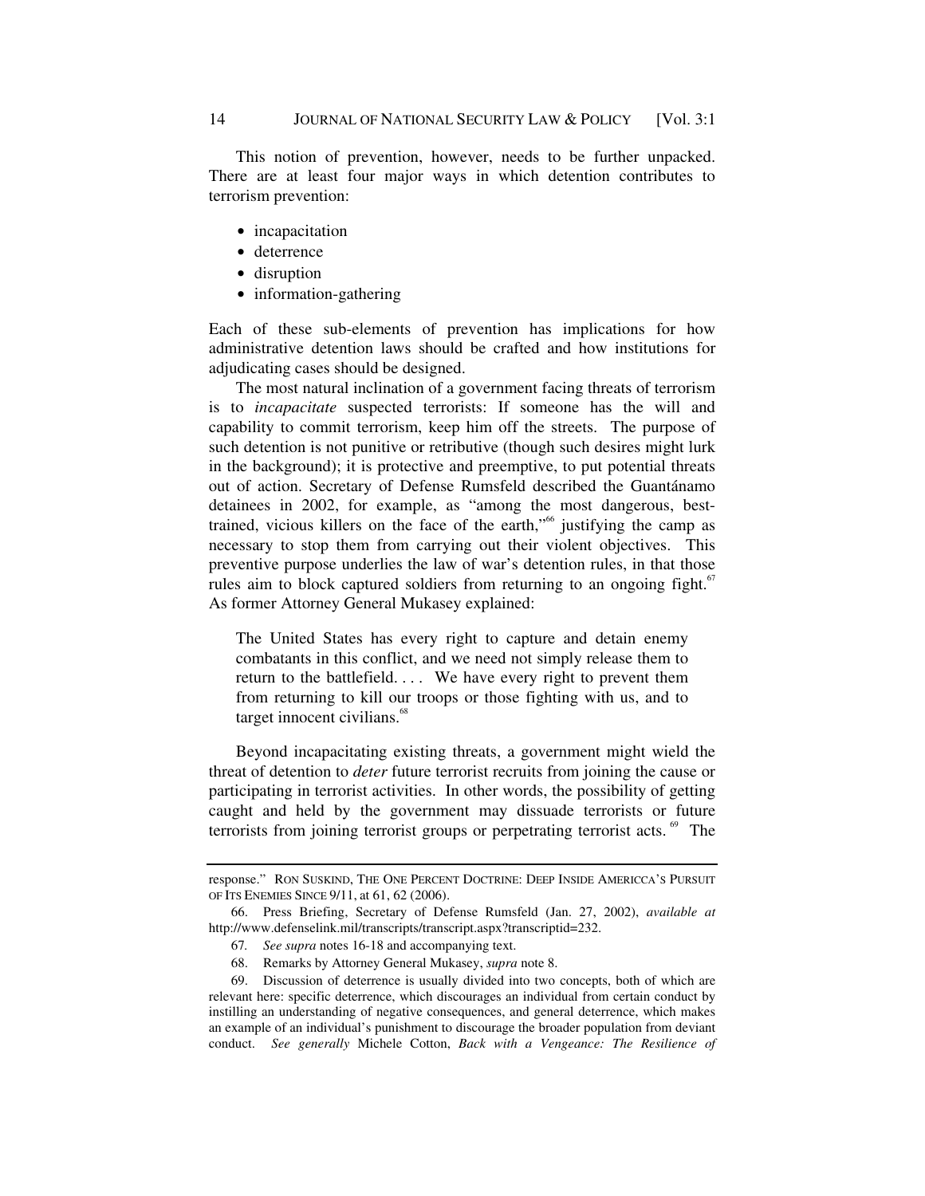This notion of prevention, however, needs to be further unpacked. There are at least four major ways in which detention contributes to terrorism prevention:

- incapacitation
- deterrence
- disruption
- information-gathering

Each of these sub-elements of prevention has implications for how administrative detention laws should be crafted and how institutions for adjudicating cases should be designed.

The most natural inclination of a government facing threats of terrorism is to *incapacitate* suspected terrorists: If someone has the will and capability to commit terrorism, keep him off the streets. The purpose of such detention is not punitive or retributive (though such desires might lurk in the background); it is protective and preemptive, to put potential threats out of action. Secretary of Defense Rumsfeld described the Guantánamo detainees in 2002, for example, as "among the most dangerous, best-trained, vicious killers on the face of the earth,"[66] justifying the camp as necessary to stop them from carrying out their violent objectives. This preventive purpose underlies the law of war's detention rules, in that those rules aim to block captured soldiers from returning to an ongoing fight.[67] As former Attorney General Mukasey explained:

> The United States has every right to capture and detain enemy combatants in this conflict, and we need not simply release them to return to the battlefield. . . . We have every right to prevent them from returning to kill our troops or those fighting with us, and to target innocent civilians.[68]

Beyond incapacitating existing threats, a government might wield the threat of detention to *deter* future terrorist recruits from joining the cause or participating in terrorist activities. In other words, the possibility of getting caught and held by the government may dissuade terrorists or future terrorists from joining terrorist groups or perpetrating terrorist acts.[69] The

---

response." RON SUSKIND, THE ONE PERCENT DOCTRINE: DEEP INSIDE AMERICCA'S PURSUIT OF ITS ENEMIES SINCE 9/11, at 61, 62 (2006).

66. Press Briefing, Secretary of Defense Rumsfeld (Jan. 27, 2002), *available at* http://www.defenselink.mil/transcripts/transcript.aspx?transcriptid=232.

67. *See supra* notes 16-18 and accompanying text.

68. Remarks by Attorney General Mukasey, *supra* note 8.

69. Discussion of deterrence is usually divided into two concepts, both of which are relevant here: specific deterrence, which discourages an individual from certain conduct by instilling an understanding of negative consequences, and general deterrence, which makes an example of an individual's punishment to discourage the broader population from deviant conduct. *See generally* Michele Cotton, *Back with a Vengeance: The Resilience of*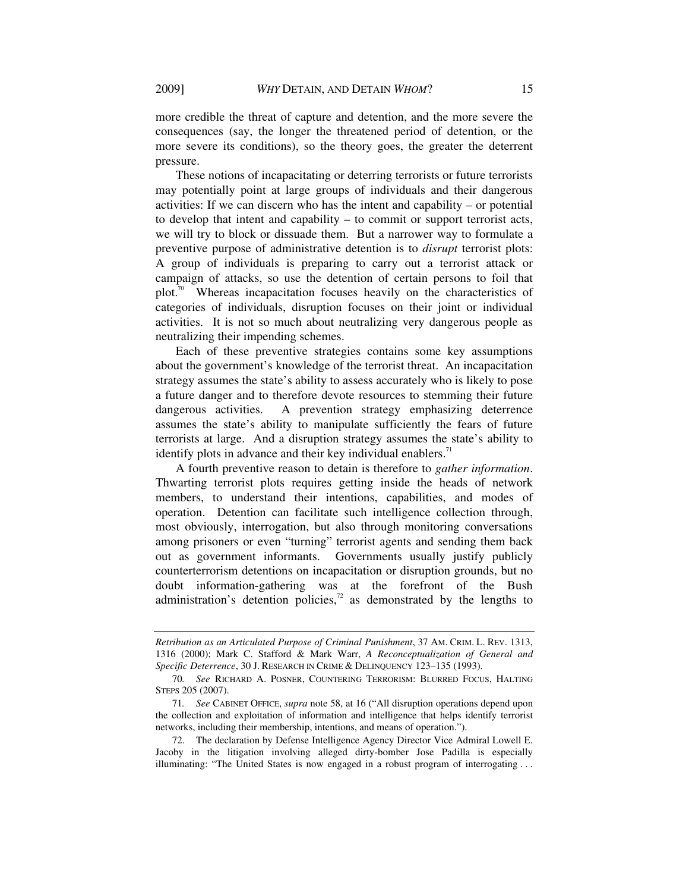more credible the threat of capture and detention, and the more severe the consequences (say, the longer the threatened period of detention, or the more severe its conditions), so the theory goes, the greater the deterrent pressure.

These notions of incapacitating or deterring terrorists or future terrorists may potentially point at large groups of individuals and their dangerous activities: If we can discern who has the intent and capability – or potential to develop that intent and capability – to commit or support terrorist acts, we will try to block or dissuade them. But a narrower way to formulate a preventive purpose of administrative detention is to *disrupt* terrorist plots: A group of individuals is preparing to carry out a terrorist attack or campaign of attacks, so use the detention of certain persons to foil that plot.[70] Whereas incapacitation focuses heavily on the characteristics of categories of individuals, disruption focuses on their joint or individual activities. It is not so much about neutralizing very dangerous people as neutralizing their impending schemes.

Each of these preventive strategies contains some key assumptions about the government's knowledge of the terrorist threat. An incapacitation strategy assumes the state's ability to assess accurately who is likely to pose a future danger and to therefore devote resources to stemming their future dangerous activities. A prevention strategy emphasizing deterrence assumes the state's ability to manipulate sufficiently the fears of future terrorists at large. And a disruption strategy assumes the state's ability to identify plots in advance and their key individual enablers.[71]

A fourth preventive reason to detain is therefore to *gather information*. Thwarting terrorist plots requires getting inside the heads of network members, to understand their intentions, capabilities, and modes of operation. Detention can facilitate such intelligence collection through, most obviously, interrogation, but also through monitoring conversations among prisoners or even "turning" terrorist agents and sending them back out as government informants. Governments usually justify publicly counterterrorism detentions on incapacitation or disruption grounds, but no doubt information-gathering was at the forefront of the Bush administration's detention policies,[72] as demonstrated by the lengths to

---

*Retribution as an Articulated Purpose of Criminal Punishment*, 37 AM. CRIM. L. REV. 1313, 1316 (2000); Mark C. Stafford & Mark Warr, *A Reconceptualization of General and Specific Deterrence*, 30 J. RESEARCH IN CRIME & DELINQUENCY 123–135 (1993).

70. *See* RICHARD A. POSNER, COUNTERING TERRORISM: BLURRED FOCUS, HALTING STEPS 205 (2007).

71. *See* CABINET OFFICE, *supra* note 58, at 16 ("All disruption operations depend upon the collection and exploitation of information and intelligence that helps identify terrorist networks, including their membership, intentions, and means of operation.").

72. The declaration by Defense Intelligence Agency Director Vice Admiral Lowell E. Jacoby in the litigation involving alleged dirty-bomber Jose Padilla is especially illuminating: "The United States is now engaged in a robust program of interrogating . . .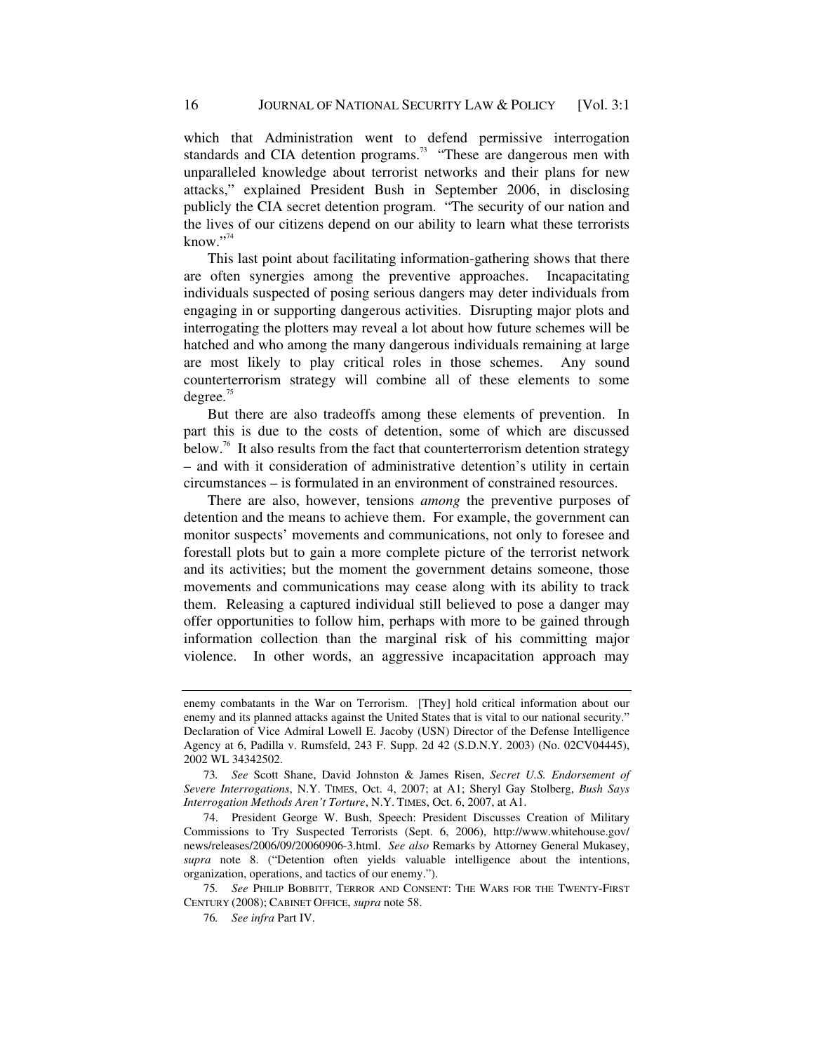which that Administration went to defend permissive interrogation standards and CIA detention programs.[73] "These are dangerous men with unparalleled knowledge about terrorist networks and their plans for new attacks," explained President Bush in September 2006, in disclosing publicly the CIA secret detention program. "The security of our nation and the lives of our citizens depend on our ability to learn what these terrorists know."[74]

This last point about facilitating information-gathering shows that there are often synergies among the preventive approaches. Incapacitating individuals suspected of posing serious dangers may deter individuals from engaging in or supporting dangerous activities. Disrupting major plots and interrogating the plotters may reveal a lot about how future schemes will be hatched and who among the many dangerous individuals remaining at large are most likely to play critical roles in those schemes. Any sound counterterrorism strategy will combine all of these elements to some degree.[75]

But there are also tradeoffs among these elements of prevention. In part this is due to the costs of detention, some of which are discussed below.[76] It also results from the fact that counterterrorism detention strategy – and with it consideration of administrative detention's utility in certain circumstances – is formulated in an environment of constrained resources.

There are also, however, tensions *among* the preventive purposes of detention and the means to achieve them. For example, the government can monitor suspects' movements and communications, not only to foresee and forestall plots but to gain a more complete picture of the terrorist network and its activities; but the moment the government detains someone, those movements and communications may cease along with its ability to track them. Releasing a captured individual still believed to pose a danger may offer opportunities to follow him, perhaps with more to be gained through information collection than the marginal risk of his committing major violence. In other words, an aggressive incapacitation approach may

---

enemy combatants in the War on Terrorism. [They] hold critical information about our enemy and its planned attacks against the United States that is vital to our national security." Declaration of Vice Admiral Lowell E. Jacoby (USN) Director of the Defense Intelligence Agency at 6, Padilla v. Rumsfeld, 243 F. Supp. 2d 42 (S.D.N.Y. 2003) (No. 02CV04445), 2002 WL 34342502.

73. *See* Scott Shane, David Johnston & James Risen, *Secret U.S. Endorsement of Severe Interrogations*, N.Y. TIMES, Oct. 4, 2007; at A1; Sheryl Gay Stolberg, *Bush Says Interrogation Methods Aren't Torture*, N.Y. TIMES, Oct. 6, 2007, at A1.

74. President George W. Bush, Speech: President Discusses Creation of Military Commissions to Try Suspected Terrorists (Sept. 6, 2006), http://www.whitehouse.gov/news/releases/2006/09/20060906-3.html. *See also* Remarks by Attorney General Mukasey, *supra* note 8. ("Detention often yields valuable intelligence about the intentions, organization, operations, and tactics of our enemy.").

75. *See* PHILIP BOBBITT, TERROR AND CONSENT: THE WARS FOR THE TWENTY-FIRST CENTURY (2008); CABINET OFFICE, *supra* note 58.

76. *See infra* Part IV.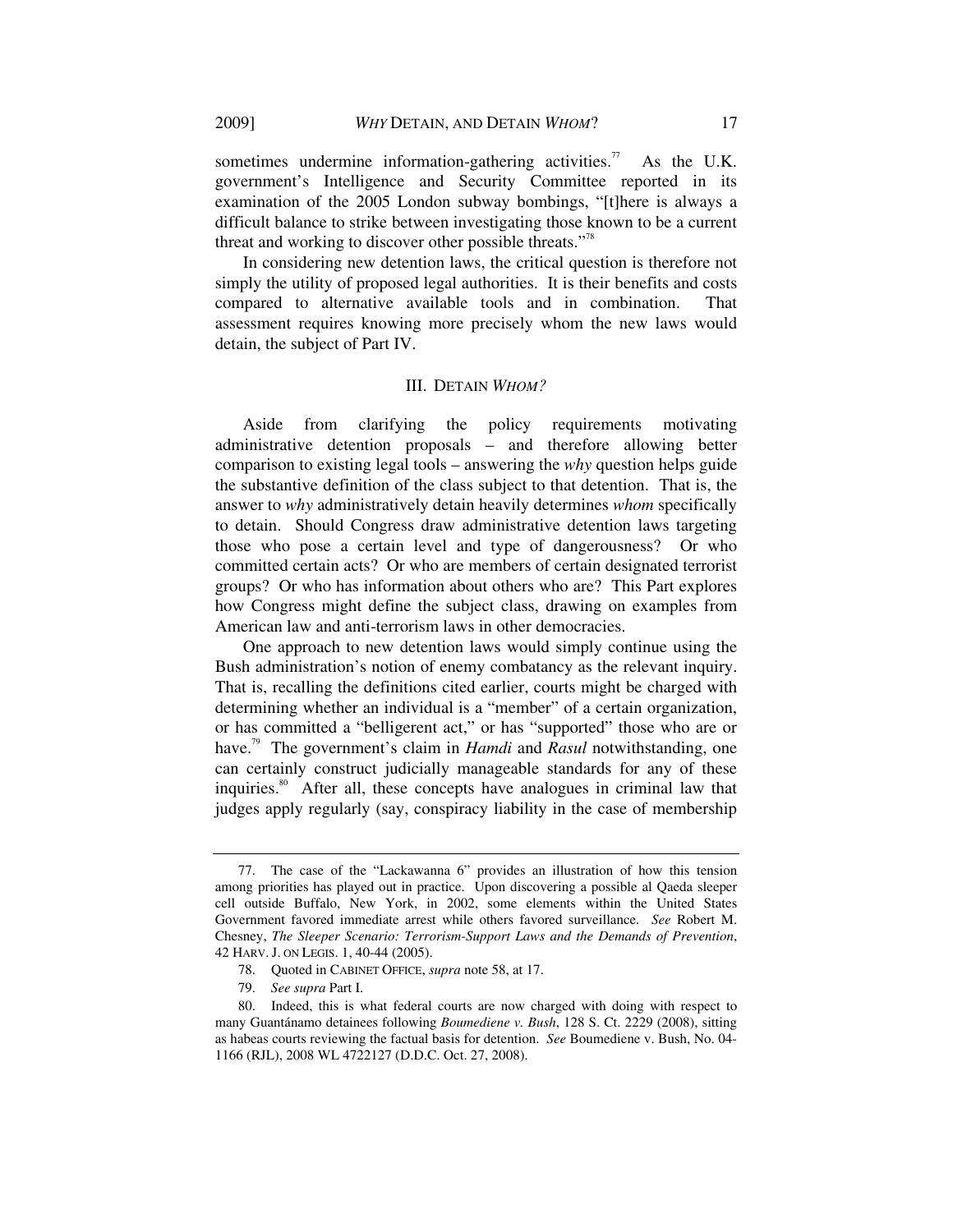sometimes undermine information-gathering activities.[77] As the U.K. government's Intelligence and Security Committee reported in its examination of the 2005 London subway bombings, "[t]here is always a difficult balance to strike between investigating those known to be a current threat and working to discover other possible threats."[78]

In considering new detention laws, the critical question is therefore not simply the utility of proposed legal authorities. It is their benefits and costs compared to alternative available tools and in combination. That assessment requires knowing more precisely whom the new laws would detain, the subject of Part IV.

## III. DETAIN *WHOM?*

Aside from clarifying the policy requirements motivating administrative detention proposals – and therefore allowing better comparison to existing legal tools – answering the *why* question helps guide the substantive definition of the class subject to that detention. That is, the answer to *why* administratively detain heavily determines *whom* specifically to detain. Should Congress draw administrative detention laws targeting those who pose a certain level and type of dangerousness? Or who committed certain acts? Or who are members of certain designated terrorist groups? Or who has information about others who are? This Part explores how Congress might define the subject class, drawing on examples from American law and anti-terrorism laws in other democracies.

One approach to new detention laws would simply continue using the Bush administration's notion of enemy combatancy as the relevant inquiry. That is, recalling the definitions cited earlier, courts might be charged with determining whether an individual is a "member" of a certain organization, or has committed a "belligerent act," or has "supported" those who are or have.[79] The government's claim in *Hamdi* and *Rasul* notwithstanding, one can certainly construct judicially manageable standards for any of these inquiries.[80] After all, these concepts have analogues in criminal law that judges apply regularly (say, conspiracy liability in the case of membership

---

77. The case of the "Lackawanna 6" provides an illustration of how this tension among priorities has played out in practice. Upon discovering a possible al Qaeda sleeper cell outside Buffalo, New York, in 2002, some elements within the United States Government favored immediate arrest while others favored surveillance. *See* Robert M. Chesney, *The Sleeper Scenario: Terrorism-Support Laws and the Demands of Prevention*, 42 HARV. J. ON LEGIS. 1, 40-44 (2005).

78. Quoted in CABINET OFFICE, *supra* note 58, at 17.

79. *See supra* Part I.

80. Indeed, this is what federal courts are now charged with doing with respect to many Guantánamo detainees following *Boumediene v. Bush*, 128 S. Ct. 2229 (2008), sitting as habeas courts reviewing the factual basis for detention. *See* Boumediene v. Bush, No. 04-1166 (RJL), 2008 WL 4722127 (D.D.C. Oct. 27, 2008).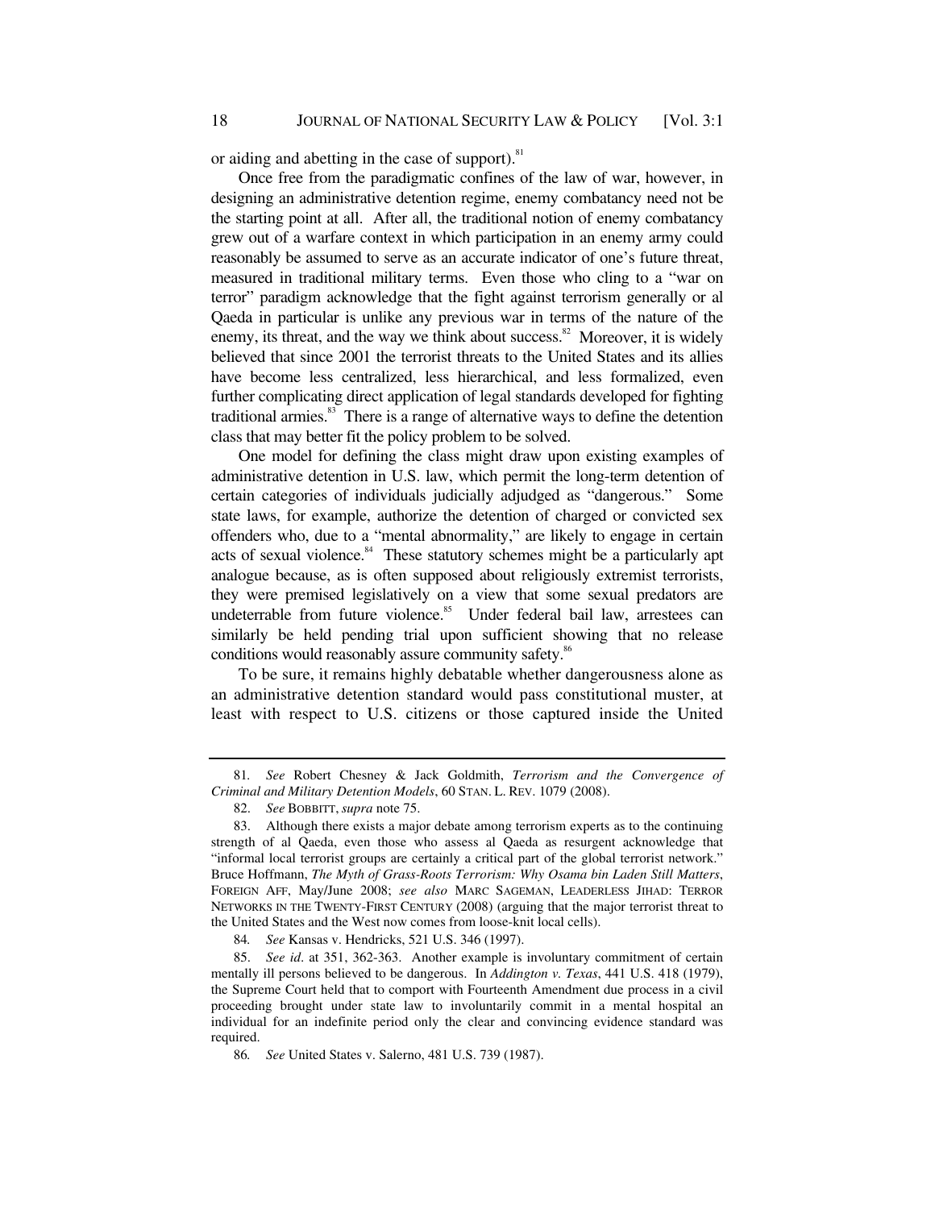or aiding and abetting in the case of support).[81]

Once free from the paradigmatic confines of the law of war, however, in designing an administrative detention regime, enemy combatancy need not be the starting point at all. After all, the traditional notion of enemy combatancy grew out of a warfare context in which participation in an enemy army could reasonably be assumed to serve as an accurate indicator of one's future threat, measured in traditional military terms. Even those who cling to a "war on terror" paradigm acknowledge that the fight against terrorism generally or al Qaeda in particular is unlike any previous war in terms of the nature of the enemy, its threat, and the way we think about success.[82] Moreover, it is widely believed that since 2001 the terrorist threats to the United States and its allies have become less centralized, less hierarchical, and less formalized, even further complicating direct application of legal standards developed for fighting traditional armies.[83] There is a range of alternative ways to define the detention class that may better fit the policy problem to be solved.

One model for defining the class might draw upon existing examples of administrative detention in U.S. law, which permit the long-term detention of certain categories of individuals judicially adjudged as "dangerous." Some state laws, for example, authorize the detention of charged or convicted sex offenders who, due to a "mental abnormality," are likely to engage in certain acts of sexual violence.[84] These statutory schemes might be a particularly apt analogue because, as is often supposed about religiously extremist terrorists, they were premised legislatively on a view that some sexual predators are undeterrable from future violence.[85] Under federal bail law, arrestees can similarly be held pending trial upon sufficient showing that no release conditions would reasonably assure community safety.[86]

To be sure, it remains highly debatable whether dangerousness alone as an administrative detention standard would pass constitutional muster, at least with respect to U.S. citizens or those captured inside the United

---

81. *See* Robert Chesney & Jack Goldmith, *Terrorism and the Convergence of Criminal and Military Detention Models*, 60 STAN. L. REV. 1079 (2008).

82. *See* BOBBITT, *supra* note 75.

83. Although there exists a major debate among terrorism experts as to the continuing strength of al Qaeda, even those who assess al Qaeda as resurgent acknowledge that "informal local terrorist groups are certainly a critical part of the global terrorist network." Bruce Hoffmann, *The Myth of Grass-Roots Terrorism: Why Osama bin Laden Still Matters*, FOREIGN AFF, May/June 2008; *see also* MARC SAGEMAN, LEADERLESS JIHAD: TERROR NETWORKS IN THE TWENTY-FIRST CENTURY (2008) (arguing that the major terrorist threat to the United States and the West now comes from loose-knit local cells).

84. *See* Kansas v. Hendricks, 521 U.S. 346 (1997).

85. *See id*. at 351, 362-363. Another example is involuntary commitment of certain mentally ill persons believed to be dangerous. In *Addington v. Texas*, 441 U.S. 418 (1979), the Supreme Court held that to comport with Fourteenth Amendment due process in a civil proceeding brought under state law to involuntarily commit in a mental hospital an individual for an indefinite period only the clear and convincing evidence standard was required.

86. *See* United States v. Salerno, 481 U.S. 739 (1987).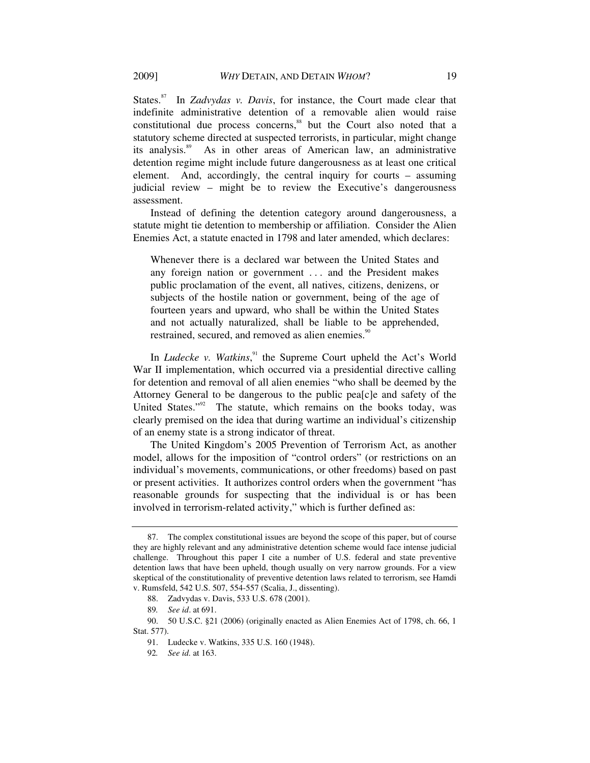States.[87] In *Zadvydas v. Davis*, for instance, the Court made clear that indefinite administrative detention of a removable alien would raise constitutional due process concerns,[88] but the Court also noted that a statutory scheme directed at suspected terrorists, in particular, might change its analysis.[89] As in other areas of American law, an administrative detention regime might include future dangerousness as at least one critical element. And, accordingly, the central inquiry for courts – assuming judicial review – might be to review the Executive's dangerousness assessment.

Instead of defining the detention category around dangerousness, a statute might tie detention to membership or affiliation. Consider the Alien Enemies Act, a statute enacted in 1798 and later amended, which declares:

> Whenever there is a declared war between the United States and any foreign nation or government . . . and the President makes public proclamation of the event, all natives, citizens, denizens, or subjects of the hostile nation or government, being of the age of fourteen years and upward, who shall be within the United States and not actually naturalized, shall be liable to be apprehended, restrained, secured, and removed as alien enemies.[90]

In *Ludecke v. Watkins*,[91] the Supreme Court upheld the Act's World War II implementation, which occurred via a presidential directive calling for detention and removal of all alien enemies "who shall be deemed by the Attorney General to be dangerous to the public pea[c]e and safety of the United States."[92] The statute, which remains on the books today, was clearly premised on the idea that during wartime an individual's citizenship of an enemy state is a strong indicator of threat.

The United Kingdom's 2005 Prevention of Terrorism Act, as another model, allows for the imposition of "control orders" (or restrictions on an individual's movements, communications, or other freedoms) based on past or present activities. It authorizes control orders when the government "has reasonable grounds for suspecting that the individual is or has been involved in terrorism-related activity," which is further defined as:

---

87. The complex constitutional issues are beyond the scope of this paper, but of course they are highly relevant and any administrative detention scheme would face intense judicial challenge. Throughout this paper I cite a number of U.S. federal and state preventive detention laws that have been upheld, though usually on very narrow grounds. For a view skeptical of the constitutionality of preventive detention laws related to terrorism, see Hamdi v. Rumsfeld, 542 U.S. 507, 554-557 (Scalia, J., dissenting).

88. Zadvydas v. Davis, 533 U.S. 678 (2001).

89. *See id*. at 691.

90. 50 U.S.C. §21 (2006) (originally enacted as Alien Enemies Act of 1798, ch. 66, 1 Stat. 577).

91. Ludecke v. Watkins, 335 U.S. 160 (1948).

92. *See id.* at 163.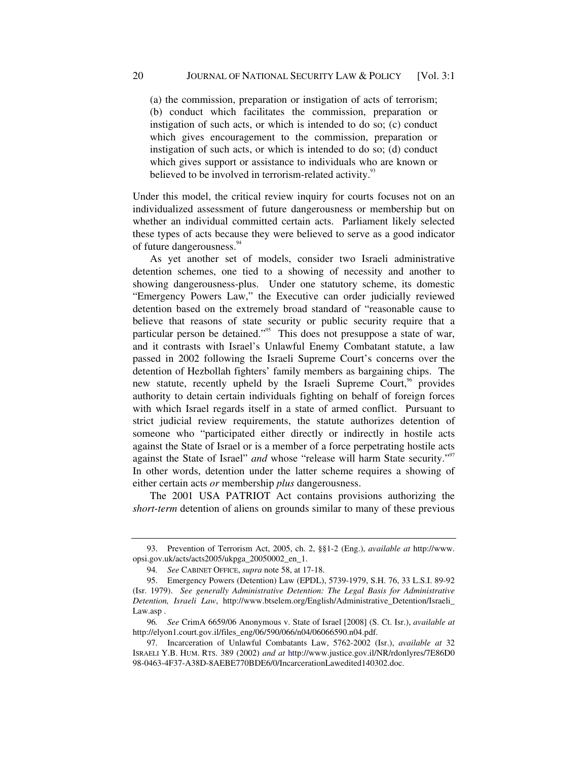(a) the commission, preparation or instigation of acts of terrorism; (b) conduct which facilitates the commission, preparation or instigation of such acts, or which is intended to do so; (c) conduct which gives encouragement to the commission, preparation or instigation of such acts, or which is intended to do so; (d) conduct which gives support or assistance to individuals who are known or believed to be involved in terrorism-related activity.[93]

Under this model, the critical review inquiry for courts focuses not on an individualized assessment of future dangerousness or membership but on whether an individual committed certain acts. Parliament likely selected these types of acts because they were believed to serve as a good indicator of future dangerousness.[94]

As yet another set of models, consider two Israeli administrative detention schemes, one tied to a showing of necessity and another to showing dangerousness-plus. Under one statutory scheme, its domestic "Emergency Powers Law," the Executive can order judicially reviewed detention based on the extremely broad standard of "reasonable cause to believe that reasons of state security or public security require that a particular person be detained."[95] This does not presuppose a state of war, and it contrasts with Israel's Unlawful Enemy Combatant statute, a law passed in 2002 following the Israeli Supreme Court's concerns over the detention of Hezbollah fighters' family members as bargaining chips. The new statute, recently upheld by the Israeli Supreme Court,[96] provides authority to detain certain individuals fighting on behalf of foreign forces with which Israel regards itself in a state of armed conflict. Pursuant to strict judicial review requirements, the statute authorizes detention of someone who "participated either directly or indirectly in hostile acts against the State of Israel or is a member of a force perpetrating hostile acts against the State of Israel" *and* whose "release will harm State security."[97] In other words, detention under the latter scheme requires a showing of either certain acts *or* membership *plus* dangerousness.

The 2001 USA PATRIOT Act contains provisions authorizing the *short-term* detention of aliens on grounds similar to many of these previous

---

93. Prevention of Terrorism Act, 2005, ch. 2, §§1-2 (Eng.), *available at* http://www.opsi.gov.uk/acts/acts2005/ukpga_20050002_en_1.

94. *See* CABINET OFFICE, *supra* note 58, at 17-18.

95. Emergency Powers (Detention) Law (EPDL), 5739-1979, S.H. 76, 33 L.S.I. 89-92 (Isr. 1979). *See generally Administrative Detention: The Legal Basis for Administrative Detention, Israeli Law*, http://www.btselem.org/English/Administrative_Detention/Israeli_Law.asp .

96. *See* CrimA 6659/06 Anonymous v. State of Israel [2008] (S. Ct. Isr.), *available at* http://elyon1.court.gov.il/files_eng/06/590/066/n04/06066590.n04.pdf.

97. Incarceration of Unlawful Combatants Law, 5762-2002 (Isr.), *available at* 32 ISRAELI Y.B. HUM. RTS. 389 (2002) *and at* http://www.justice.gov.il/NR/rdonlyres/7E86D098-0463-4F37-A38D-8AEBE770BDE6/0/IncarcerationLawedited140302.doc.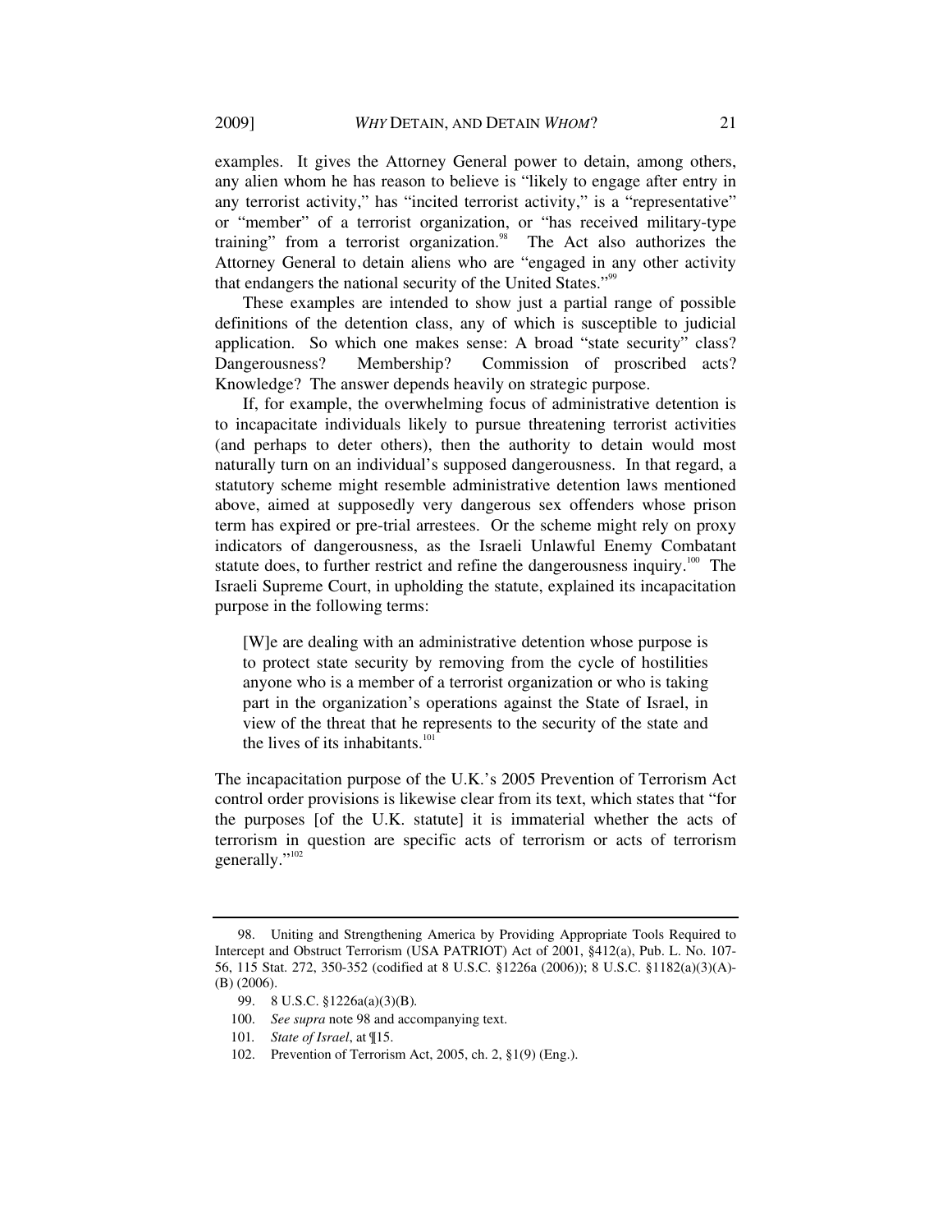examples. It gives the Attorney General power to detain, among others, any alien whom he has reason to believe is "likely to engage after entry in any terrorist activity," has "incited terrorist activity," is a "representative" or "member" of a terrorist organization, or "has received military-type training" from a terrorist organization.[98] The Act also authorizes the Attorney General to detain aliens who are "engaged in any other activity that endangers the national security of the United States."[99]

These examples are intended to show just a partial range of possible definitions of the detention class, any of which is susceptible to judicial application. So which one makes sense: A broad "state security" class? Dangerousness? Membership? Commission of proscribed acts? Knowledge? The answer depends heavily on strategic purpose.

If, for example, the overwhelming focus of administrative detention is to incapacitate individuals likely to pursue threatening terrorist activities (and perhaps to deter others), then the authority to detain would most naturally turn on an individual's supposed dangerousness. In that regard, a statutory scheme might resemble administrative detention laws mentioned above, aimed at supposedly very dangerous sex offenders whose prison term has expired or pre-trial arrestees. Or the scheme might rely on proxy indicators of dangerousness, as the Israeli Unlawful Enemy Combatant statute does, to further restrict and refine the dangerousness inquiry.[100] The Israeli Supreme Court, in upholding the statute, explained its incapacitation purpose in the following terms:

> [W]e are dealing with an administrative detention whose purpose is to protect state security by removing from the cycle of hostilities anyone who is a member of a terrorist organization or who is taking part in the organization's operations against the State of Israel, in view of the threat that he represents to the security of the state and the lives of its inhabitants.[101]

The incapacitation purpose of the U.K.'s 2005 Prevention of Terrorism Act control order provisions is likewise clear from its text, which states that "for the purposes [of the U.K. statute] it is immaterial whether the acts of terrorism in question are specific acts of terrorism or acts of terrorism generally."[102]

---

98. Uniting and Strengthening America by Providing Appropriate Tools Required to Intercept and Obstruct Terrorism (USA PATRIOT) Act of 2001, §412(a), Pub. L. No. 107-56, 115 Stat. 272, 350-352 (codified at 8 U.S.C. §1226a (2006)); 8 U.S.C. §1182(a)(3)(A)-(B) (2006).

99. 8 U.S.C. §1226a(a)(3)(B).

100. *See supra* note 98 and accompanying text.

101. *State of Israel*, at ¶15.

102. Prevention of Terrorism Act, 2005, ch. 2, §1(9) (Eng.).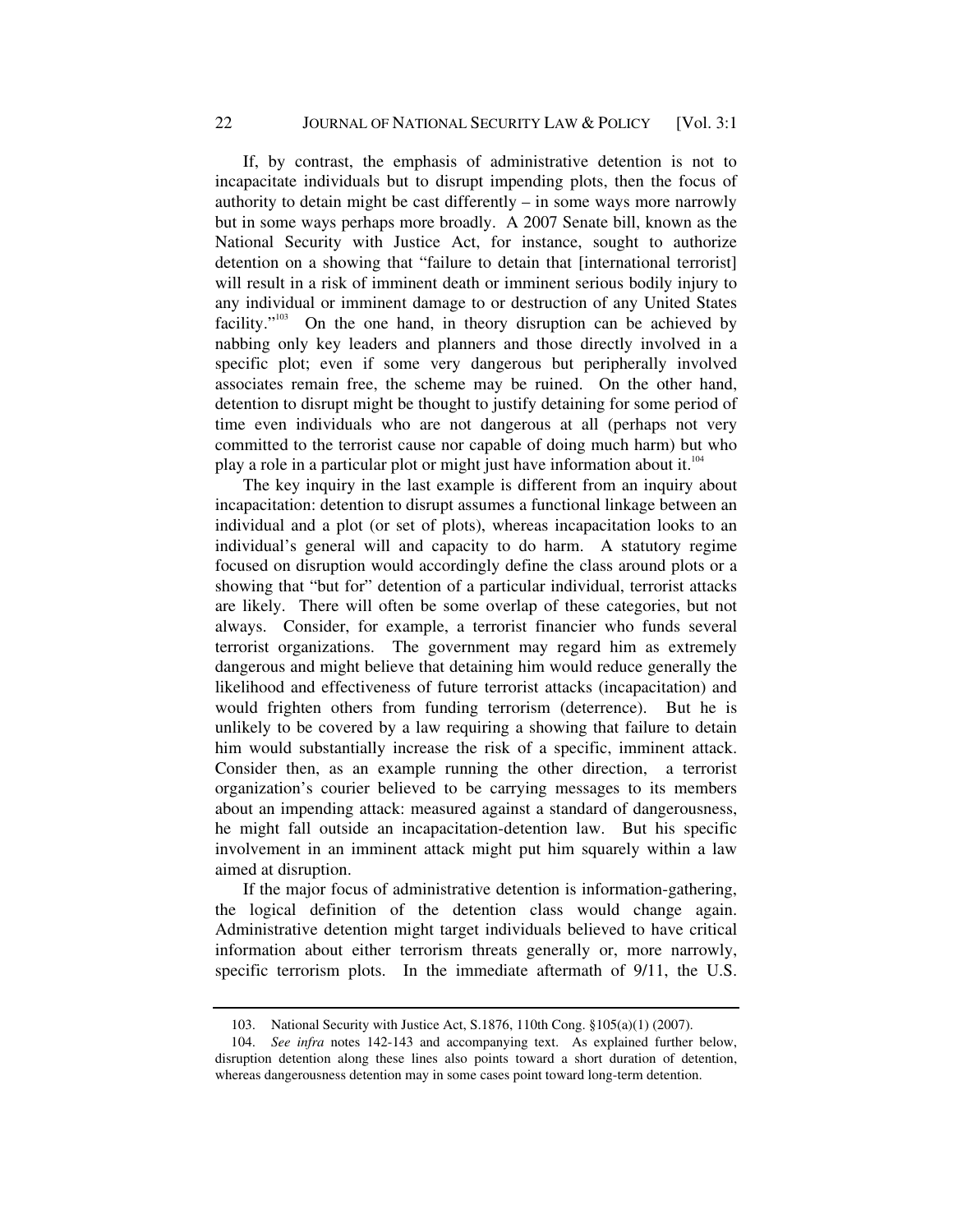If, by contrast, the emphasis of administrative detention is not to incapacitate individuals but to disrupt impending plots, then the focus of authority to detain might be cast differently – in some ways more narrowly but in some ways perhaps more broadly. A 2007 Senate bill, known as the National Security with Justice Act, for instance, sought to authorize detention on a showing that "failure to detain that [international terrorist] will result in a risk of imminent death or imminent serious bodily injury to any individual or imminent damage to or destruction of any United States facility."[103] On the one hand, in theory disruption can be achieved by nabbing only key leaders and planners and those directly involved in a specific plot; even if some very dangerous but peripherally involved associates remain free, the scheme may be ruined. On the other hand, detention to disrupt might be thought to justify detaining for some period of time even individuals who are not dangerous at all (perhaps not very committed to the terrorist cause nor capable of doing much harm) but who play a role in a particular plot or might just have information about it.[104]

The key inquiry in the last example is different from an inquiry about incapacitation: detention to disrupt assumes a functional linkage between an individual and a plot (or set of plots), whereas incapacitation looks to an individual's general will and capacity to do harm. A statutory regime focused on disruption would accordingly define the class around plots or a showing that "but for" detention of a particular individual, terrorist attacks are likely. There will often be some overlap of these categories, but not always. Consider, for example, a terrorist financier who funds several terrorist organizations. The government may regard him as extremely dangerous and might believe that detaining him would reduce generally the likelihood and effectiveness of future terrorist attacks (incapacitation) and would frighten others from funding terrorism (deterrence). But he is unlikely to be covered by a law requiring a showing that failure to detain him would substantially increase the risk of a specific, imminent attack. Consider then, as an example running the other direction, a terrorist organization's courier believed to be carrying messages to its members about an impending attack: measured against a standard of dangerousness, he might fall outside an incapacitation-detention law. But his specific involvement in an imminent attack might put him squarely within a law aimed at disruption.

If the major focus of administrative detention is information-gathering, the logical definition of the detention class would change again. Administrative detention might target individuals believed to have critical information about either terrorism threats generally or, more narrowly, specific terrorism plots. In the immediate aftermath of 9/11, the U.S.

---

103. National Security with Justice Act, S.1876, 110th Cong. §105(a)(1) (2007).

104. *See infra* notes 142-143 and accompanying text. As explained further below, disruption detention along these lines also points toward a short duration of detention, whereas dangerousness detention may in some cases point toward long-term detention.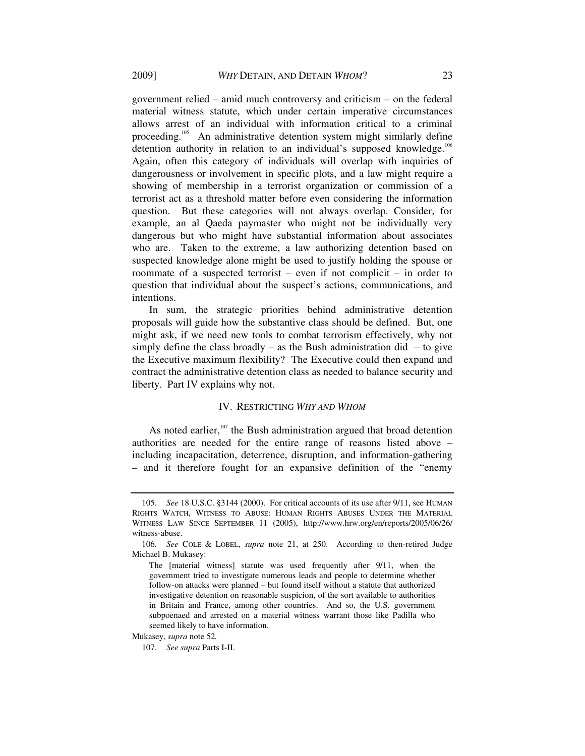government relied – amid much controversy and criticism – on the federal material witness statute, which under certain imperative circumstances allows arrest of an individual with information critical to a criminal proceeding.[105] An administrative detention system might similarly define detention authority in relation to an individual's supposed knowledge.[106] Again, often this category of individuals will overlap with inquiries of dangerousness or involvement in specific plots, and a law might require a showing of membership in a terrorist organization or commission of a terrorist act as a threshold matter before even considering the information question. But these categories will not always overlap. Consider, for example, an al Qaeda paymaster who might not be individually very dangerous but who might have substantial information about associates who are. Taken to the extreme, a law authorizing detention based on suspected knowledge alone might be used to justify holding the spouse or roommate of a suspected terrorist – even if not complicit – in order to question that individual about the suspect's actions, communications, and intentions.

In sum, the strategic priorities behind administrative detention proposals will guide how the substantive class should be defined. But, one might ask, if we need new tools to combat terrorism effectively, why not simply define the class broadly – as the Bush administration did – to give the Executive maximum flexibility? The Executive could then expand and contract the administrative detention class as needed to balance security and liberty. Part IV explains why not.

## IV. RESTRICTING *WHY AND WHOM*

As noted earlier,[107] the Bush administration argued that broad detention authorities are needed for the entire range of reasons listed above – including incapacitation, deterrence, disruption, and information-gathering – and it therefore fought for an expansive definition of the "enemy

---

105. *See* 18 U.S.C. §3144 (2000). For critical accounts of its use after 9/11, see HUMAN RIGHTS WATCH, WITNESS TO ABUSE: HUMAN RIGHTS ABUSES UNDER THE MATERIAL WITNESS LAW SINCE SEPTEMBER 11 (2005), http://www.hrw.org/en/reports/2005/06/26/witness-abuse.

106. *See* COLE & LOBEL, *supra* note 21, at 250. According to then-retired Judge Michael B. Mukasey:

> The [material witness] statute was used frequently after 9/11, when the government tried to investigate numerous leads and people to determine whether follow-on attacks were planned – but found itself without a statute that authorized investigative detention on reasonable suspicion, of the sort available to authorities in Britain and France, among other countries. And so, the U.S. government subpoenaed and arrested on a material witness warrant those like Padilla who seemed likely to have information.

Mukasey, *supra* note 52.

107. *See supra* Parts I-II.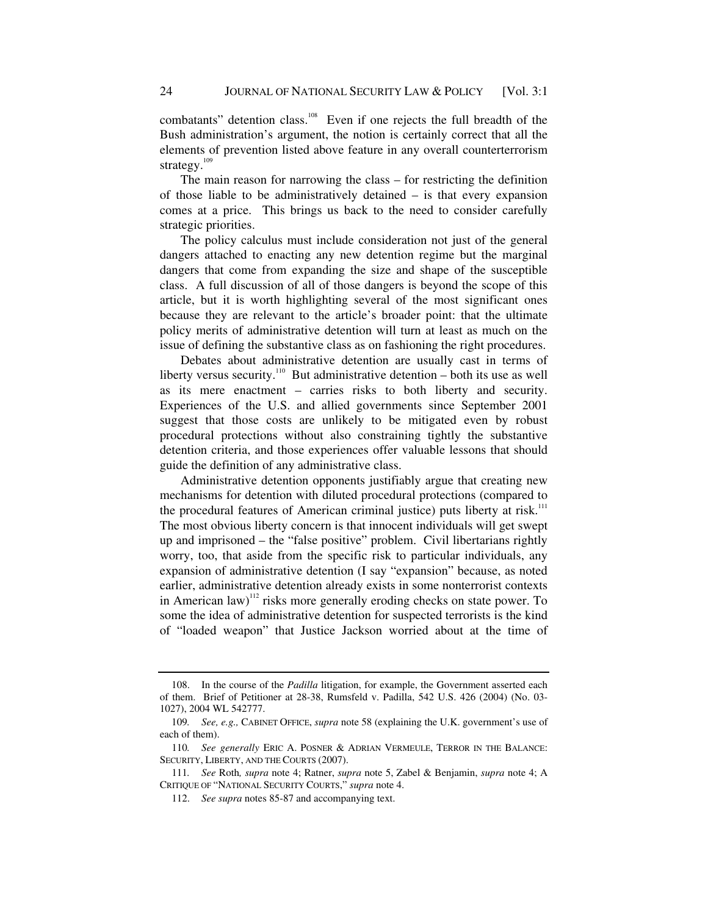combatants" detention class.[108] Even if one rejects the full breadth of the Bush administration's argument, the notion is certainly correct that all the elements of prevention listed above feature in any overall counterterrorism strategy.[109]

The main reason for narrowing the class – for restricting the definition of those liable to be administratively detained – is that every expansion comes at a price. This brings us back to the need to consider carefully strategic priorities.

The policy calculus must include consideration not just of the general dangers attached to enacting any new detention regime but the marginal dangers that come from expanding the size and shape of the susceptible class. A full discussion of all of those dangers is beyond the scope of this article, but it is worth highlighting several of the most significant ones because they are relevant to the article's broader point: that the ultimate policy merits of administrative detention will turn at least as much on the issue of defining the substantive class as on fashioning the right procedures.

Debates about administrative detention are usually cast in terms of liberty versus security.[110] But administrative detention – both its use as well as its mere enactment – carries risks to both liberty and security. Experiences of the U.S. and allied governments since September 2001 suggest that those costs are unlikely to be mitigated even by robust procedural protections without also constraining tightly the substantive detention criteria, and those experiences offer valuable lessons that should guide the definition of any administrative class.

Administrative detention opponents justifiably argue that creating new mechanisms for detention with diluted procedural protections (compared to the procedural features of American criminal justice) puts liberty at risk.[111] The most obvious liberty concern is that innocent individuals will get swept up and imprisoned – the "false positive" problem. Civil libertarians rightly worry, too, that aside from the specific risk to particular individuals, any expansion of administrative detention (I say "expansion" because, as noted earlier, administrative detention already exists in some nonterrorist contexts in American law)[112] risks more generally eroding checks on state power. To some the idea of administrative detention for suspected terrorists is the kind of "loaded weapon" that Justice Jackson worried about at the time of

---

108. In the course of the *Padilla* litigation, for example, the Government asserted each of them. Brief of Petitioner at 28-38, Rumsfeld v. Padilla, 542 U.S. 426 (2004) (No. 03-1027), 2004 WL 542777.

109. *See, e.g.,* CABINET OFFICE, *supra* note 58 (explaining the U.K. government's use of each of them).

110. *See generally* ERIC A. POSNER & ADRIAN VERMEULE, TERROR IN THE BALANCE: SECURITY, LIBERTY, AND THE COURTS (2007).

111. *See* Roth*, supra* note 4; Ratner, *supra* note 5, Zabel & Benjamin, *supra* note 4; A CRITIQUE OF "NATIONAL SECURITY COURTS," *supra* note 4.

112. *See supra* notes 85-87 and accompanying text.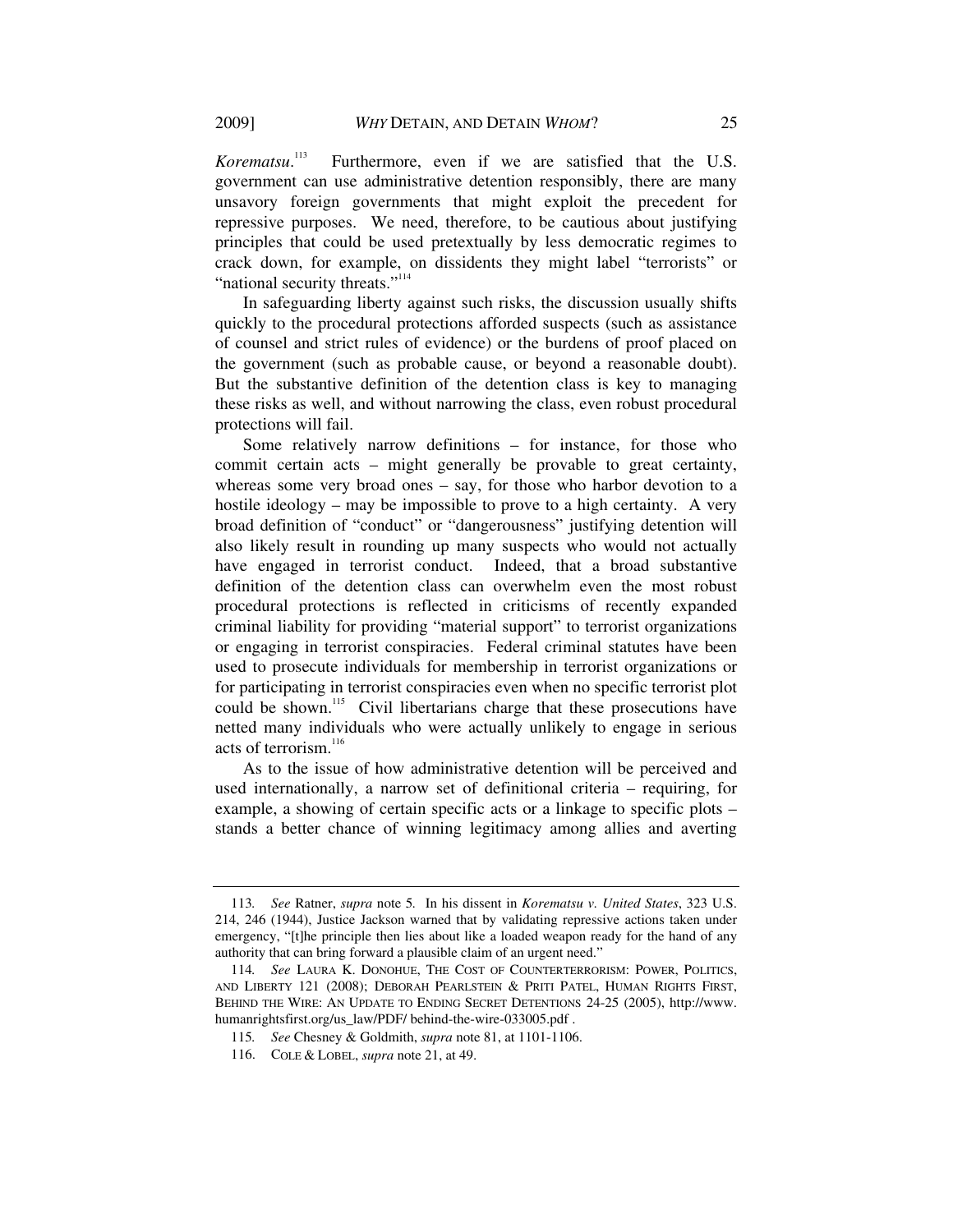*Korematsu*.[113] Furthermore, even if we are satisfied that the U.S. government can use administrative detention responsibly, there are many unsavory foreign governments that might exploit the precedent for repressive purposes. We need, therefore, to be cautious about justifying principles that could be used pretextually by less democratic regimes to crack down, for example, on dissidents they might label "terrorists" or "national security threats."[114]

In safeguarding liberty against such risks, the discussion usually shifts quickly to the procedural protections afforded suspects (such as assistance of counsel and strict rules of evidence) or the burdens of proof placed on the government (such as probable cause, or beyond a reasonable doubt). But the substantive definition of the detention class is key to managing these risks as well, and without narrowing the class, even robust procedural protections will fail.

Some relatively narrow definitions – for instance, for those who commit certain acts – might generally be provable to great certainty, whereas some very broad ones – say, for those who harbor devotion to a hostile ideology – may be impossible to prove to a high certainty. A very broad definition of "conduct" or "dangerousness" justifying detention will also likely result in rounding up many suspects who would not actually have engaged in terrorist conduct. Indeed, that a broad substantive definition of the detention class can overwhelm even the most robust procedural protections is reflected in criticisms of recently expanded criminal liability for providing "material support" to terrorist organizations or engaging in terrorist conspiracies. Federal criminal statutes have been used to prosecute individuals for membership in terrorist organizations or for participating in terrorist conspiracies even when no specific terrorist plot could be shown.[115] Civil libertarians charge that these prosecutions have netted many individuals who were actually unlikely to engage in serious acts of terrorism.[116]

As to the issue of how administrative detention will be perceived and used internationally, a narrow set of definitional criteria – requiring, for example, a showing of certain specific acts or a linkage to specific plots – stands a better chance of winning legitimacy among allies and averting

---

113. *See* Ratner, *supra* note 5. In his dissent in *Korematsu v. United States*, 323 U.S. 214, 246 (1944), Justice Jackson warned that by validating repressive actions taken under emergency, "[t]he principle then lies about like a loaded weapon ready for the hand of any authority that can bring forward a plausible claim of an urgent need."

114. *See* LAURA K. DONOHUE, THE COST OF COUNTERTERRORISM: POWER, POLITICS, AND LIBERTY 121 (2008); DEBORAH PEARLSTEIN & PRITI PATEL, HUMAN RIGHTS FIRST, BEHIND THE WIRE: AN UPDATE TO ENDING SECRET DETENTIONS 24-25 (2005), http://www.humanrightsfirst.org/us_law/PDF/ behind-the-wire-033005.pdf .

115. *See* Chesney & Goldsmith, *supra* note 81, at 1101-1106.

116. COLE & LOBEL, *supra* note 21, at 49.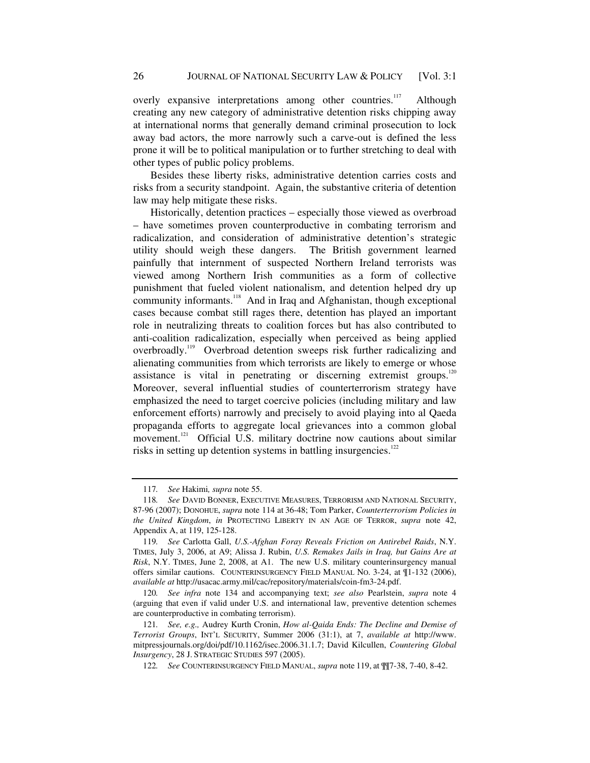overly expansive interpretations among other countries.[117] Although creating any new category of administrative detention risks chipping away at international norms that generally demand criminal prosecution to lock away bad actors, the more narrowly such a carve-out is defined the less prone it will be to political manipulation or to further stretching to deal with other types of public policy problems.

Besides these liberty risks, administrative detention carries costs and risks from a security standpoint. Again, the substantive criteria of detention law may help mitigate these risks.

Historically, detention practices – especially those viewed as overbroad – have sometimes proven counterproductive in combating terrorism and radicalization, and consideration of administrative detention's strategic utility should weigh these dangers. The British government learned painfully that internment of suspected Northern Ireland terrorists was viewed among Northern Irish communities as a form of collective punishment that fueled violent nationalism, and detention helped dry up community informants.[118] And in Iraq and Afghanistan, though exceptional cases because combat still rages there, detention has played an important role in neutralizing threats to coalition forces but has also contributed to anti-coalition radicalization, especially when perceived as being applied overbroadly.[119] Overbroad detention sweeps risk further radicalizing and alienating communities from which terrorists are likely to emerge or whose assistance is vital in penetrating or discerning extremist groups.[120] Moreover, several influential studies of counterterrorism strategy have emphasized the need to target coercive policies (including military and law enforcement efforts) narrowly and precisely to avoid playing into al Qaeda propaganda efforts to aggregate local grievances into a common global movement.[121] Official U.S. military doctrine now cautions about similar risks in setting up detention systems in battling insurgencies.[122]

---

117. *See* Hakimi*, supra* note 55.

118. *See* DAVID BONNER, EXECUTIVE MEASURES, TERRORISM AND NATIONAL SECURITY, 87-96 (2007); DONOHUE, *supra* note 114 at 36-48; Tom Parker, *Counterterrorism Policies in the United Kingdom*, *in* PROTECTING LIBERTY IN AN AGE OF TERROR, *supra* note 42, Appendix A, at 119, 125-128.

119. *See* Carlotta Gall, *U.S.-Afghan Foray Reveals Friction on Antirebel Raids*, N.Y. TIMES, July 3, 2006, at A9; Alissa J. Rubin, *U.S. Remakes Jails in Iraq, but Gains Are at Risk*, N.Y. TIMES, June 2, 2008, at A1. The new U.S. military counterinsurgency manual offers similar cautions. COUNTERINSURGENCY FIELD MANUAL NO. 3-24, at ¶1-132 (2006), *available at* http://usacac.army.mil/cac/repository/materials/coin-fm3-24.pdf.

120. *See infra* note 134 and accompanying text; *see also* Pearlstein, *supra* note 4 (arguing that even if valid under U.S. and international law, preventive detention schemes are counterproductive in combating terrorism).

121. *See, e.g.,* Audrey Kurth Cronin, *How al-Qaida Ends: The Decline and Demise of Terrorist Groups*, INT'L SECURITY, Summer 2006 (31:1), at 7, *available at* http://www.mitpressjournals.org/doi/pdf/10.1162/isec.2006.31.1.7; David Kilcullen, *Countering Global Insurgency*, 28 J. STRATEGIC STUDIES 597 (2005).

122. *See* COUNTERINSURGENCY FIELD MANUAL, *supra* note 119, at ¶¶7-38, 7-40, 8-42.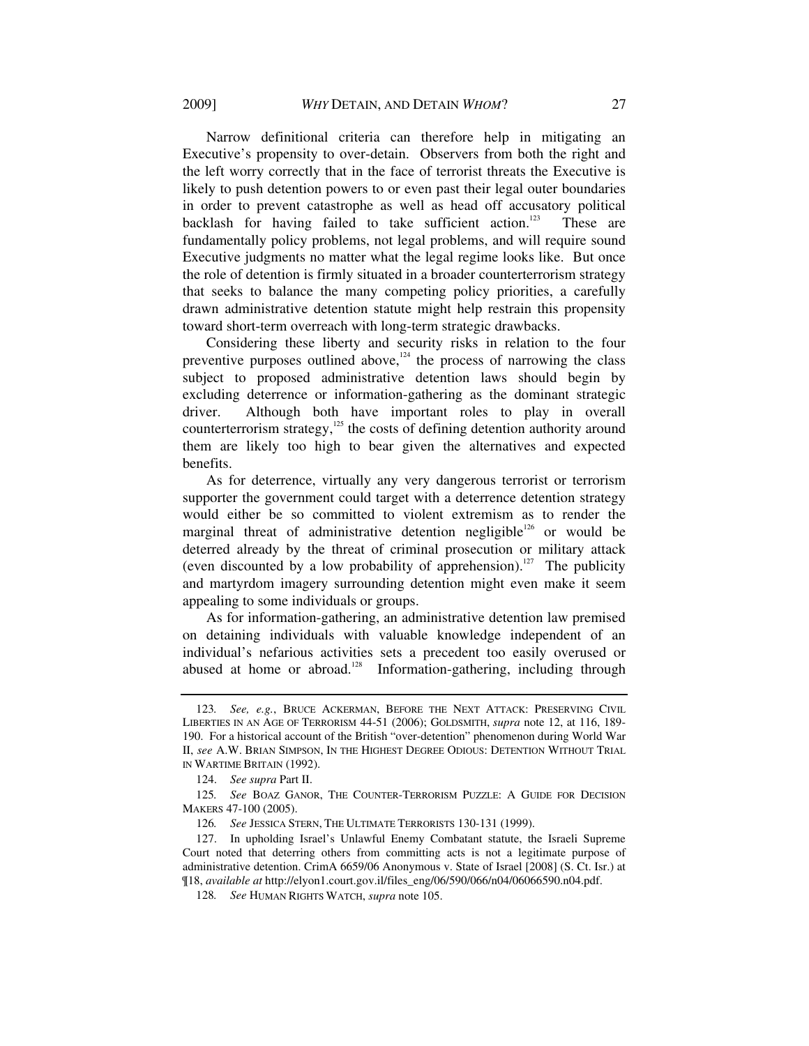Narrow definitional criteria can therefore help in mitigating an Executive's propensity to over-detain. Observers from both the right and the left worry correctly that in the face of terrorist threats the Executive is likely to push detention powers to or even past their legal outer boundaries in order to prevent catastrophe as well as head off accusatory political backlash for having failed to take sufficient action.[123] These are fundamentally policy problems, not legal problems, and will require sound Executive judgments no matter what the legal regime looks like. But once the role of detention is firmly situated in a broader counterterrorism strategy that seeks to balance the many competing policy priorities, a carefully drawn administrative detention statute might help restrain this propensity toward short-term overreach with long-term strategic drawbacks.

Considering these liberty and security risks in relation to the four preventive purposes outlined above,[124] the process of narrowing the class subject to proposed administrative detention laws should begin by excluding deterrence or information-gathering as the dominant strategic driver. Although both have important roles to play in overall counterterrorism strategy,[125] the costs of defining detention authority around them are likely too high to bear given the alternatives and expected benefits.

As for deterrence, virtually any very dangerous terrorist or terrorism supporter the government could target with a deterrence detention strategy would either be so committed to violent extremism as to render the marginal threat of administrative detention negligible[126] or would be deterred already by the threat of criminal prosecution or military attack (even discounted by a low probability of apprehension).[127] The publicity and martyrdom imagery surrounding detention might even make it seem appealing to some individuals or groups.

As for information-gathering, an administrative detention law premised on detaining individuals with valuable knowledge independent of an individual's nefarious activities sets a precedent too easily overused or abused at home or abroad.[128] Information-gathering, including through

---

123. *See, e.g.*, BRUCE ACKERMAN, BEFORE THE NEXT ATTACK: PRESERVING CIVIL LIBERTIES IN AN AGE OF TERRORISM 44-51 (2006); GOLDSMITH, *supra* note 12, at 116, 189-190. For a historical account of the British "over-detention" phenomenon during World War II, *see* A.W. BRIAN SIMPSON, IN THE HIGHEST DEGREE ODIOUS: DETENTION WITHOUT TRIAL IN WARTIME BRITAIN (1992).

124. *See supra* Part II.

125. *See* BOAZ GANOR, THE COUNTER-TERRORISM PUZZLE: A GUIDE FOR DECISION MAKERS 47-100 (2005).

126. *See* JESSICA STERN, THE ULTIMATE TERRORISTS 130-131 (1999).

127. In upholding Israel's Unlawful Enemy Combatant statute, the Israeli Supreme Court noted that deterring others from committing acts is not a legitimate purpose of administrative detention. CrimA 6659/06 Anonymous v. State of Israel [2008] (S. Ct. Isr.) at ¶18, *available at* http://elyon1.court.gov.il/files_eng/06/590/066/n04/06066590.n04.pdf.

128. *See* HUMAN RIGHTS WATCH, *supra* note 105.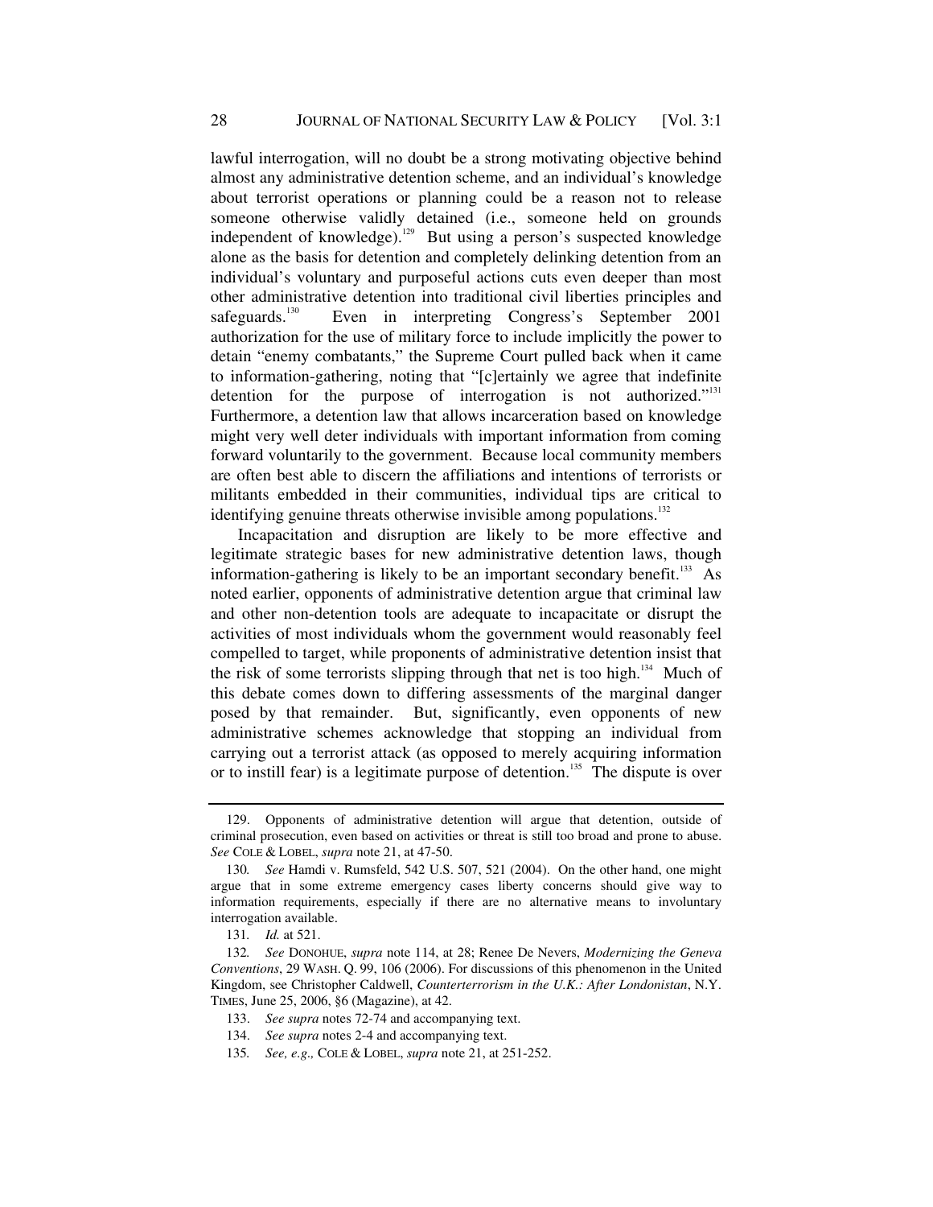lawful interrogation, will no doubt be a strong motivating objective behind almost any administrative detention scheme, and an individual's knowledge about terrorist operations or planning could be a reason not to release someone otherwise validly detained (i.e., someone held on grounds independent of knowledge).[129] But using a person's suspected knowledge alone as the basis for detention and completely delinking detention from an individual's voluntary and purposeful actions cuts even deeper than most other administrative detention into traditional civil liberties principles and safeguards.[130] Even in interpreting Congress's September 2001 authorization for the use of military force to include implicitly the power to detain "enemy combatants," the Supreme Court pulled back when it came to information-gathering, noting that "[c]ertainly we agree that indefinite detention for the purpose of interrogation is not authorized."[131] Furthermore, a detention law that allows incarceration based on knowledge might very well deter individuals with important information from coming forward voluntarily to the government. Because local community members are often best able to discern the affiliations and intentions of terrorists or militants embedded in their communities, individual tips are critical to identifying genuine threats otherwise invisible among populations.[132]

Incapacitation and disruption are likely to be more effective and legitimate strategic bases for new administrative detention laws, though information-gathering is likely to be an important secondary benefit.[133] As noted earlier, opponents of administrative detention argue that criminal law and other non-detention tools are adequate to incapacitate or disrupt the activities of most individuals whom the government would reasonably feel compelled to target, while proponents of administrative detention insist that the risk of some terrorists slipping through that net is too high.[134] Much of this debate comes down to differing assessments of the marginal danger posed by that remainder. But, significantly, even opponents of new administrative schemes acknowledge that stopping an individual from carrying out a terrorist attack (as opposed to merely acquiring information or to instill fear) is a legitimate purpose of detention.[135] The dispute is over

---

129. Opponents of administrative detention will argue that detention, outside of criminal prosecution, even based on activities or threat is still too broad and prone to abuse. *See* COLE & LOBEL, *supra* note 21, at 47-50.

130. *See* Hamdi v. Rumsfeld, 542 U.S. 507, 521 (2004). On the other hand, one might argue that in some extreme emergency cases liberty concerns should give way to information requirements, especially if there are no alternative means to involuntary interrogation available.

131. *Id.* at 521.

132. *See* DONOHUE, *supra* note 114, at 28; Renee De Nevers, *Modernizing the Geneva Conventions*, 29 WASH. Q. 99, 106 (2006). For discussions of this phenomenon in the United Kingdom, see Christopher Caldwell, *Counterterrorism in the U.K.: After Londonistan*, N.Y. TIMES, June 25, 2006, §6 (Magazine), at 42.

133. *See supra* notes 72-74 and accompanying text.

134. *See supra* notes 2-4 and accompanying text.

135. *See, e.g.,* COLE & LOBEL, *supra* note 21, at 251-252.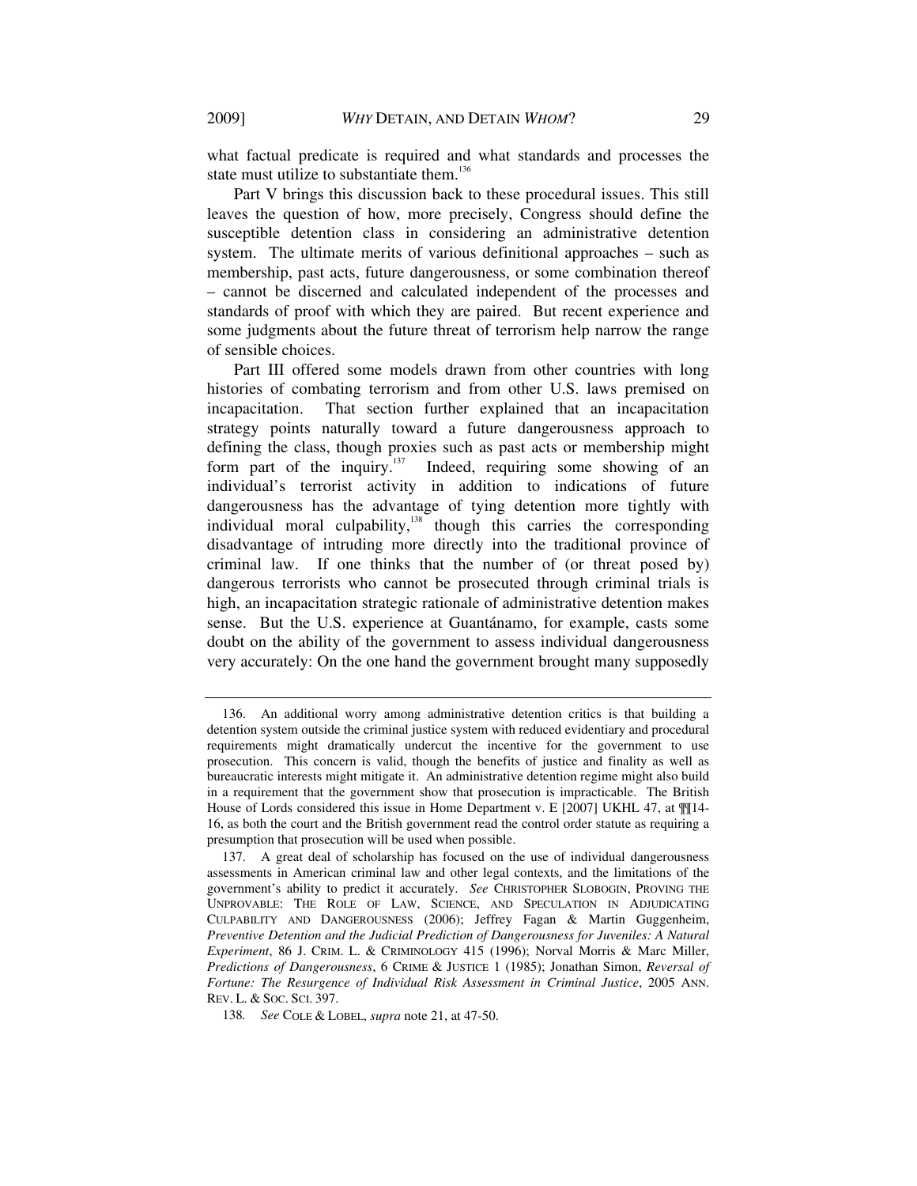what factual predicate is required and what standards and processes the state must utilize to substantiate them.[136]

Part V brings this discussion back to these procedural issues. This still leaves the question of how, more precisely, Congress should define the susceptible detention class in considering an administrative detention system. The ultimate merits of various definitional approaches – such as membership, past acts, future dangerousness, or some combination thereof – cannot be discerned and calculated independent of the processes and standards of proof with which they are paired. But recent experience and some judgments about the future threat of terrorism help narrow the range of sensible choices.

Part III offered some models drawn from other countries with long histories of combating terrorism and from other U.S. laws premised on incapacitation. That section further explained that an incapacitation strategy points naturally toward a future dangerousness approach to defining the class, though proxies such as past acts or membership might form part of the inquiry.[137] Indeed, requiring some showing of an individual's terrorist activity in addition to indications of future dangerousness has the advantage of tying detention more tightly with individual moral culpability,[138] though this carries the corresponding disadvantage of intruding more directly into the traditional province of criminal law. If one thinks that the number of (or threat posed by) dangerous terrorists who cannot be prosecuted through criminal trials is high, an incapacitation strategic rationale of administrative detention makes sense. But the U.S. experience at Guantánamo, for example, casts some doubt on the ability of the government to assess individual dangerousness very accurately: On the one hand the government brought many supposedly

---

136. An additional worry among administrative detention critics is that building a detention system outside the criminal justice system with reduced evidentiary and procedural requirements might dramatically undercut the incentive for the government to use prosecution. This concern is valid, though the benefits of justice and finality as well as bureaucratic interests might mitigate it. An administrative detention regime might also build in a requirement that the government show that prosecution is impracticable. The British House of Lords considered this issue in Home Department v. E [2007] UKHL 47, at ¶¶14-16, as both the court and the British government read the control order statute as requiring a presumption that prosecution will be used when possible.

137. A great deal of scholarship has focused on the use of individual dangerousness assessments in American criminal law and other legal contexts, and the limitations of the government's ability to predict it accurately. *See* CHRISTOPHER SLOBOGIN, PROVING THE UNPROVABLE: THE ROLE OF LAW, SCIENCE, AND SPECULATION IN ADJUDICATING CULPABILITY AND DANGEROUSNESS (2006); Jeffrey Fagan & Martin Guggenheim, *Preventive Detention and the Judicial Prediction of Dangerousness for Juveniles: A Natural Experiment*, 86 J. CRIM. L. & CRIMINOLOGY 415 (1996); Norval Morris & Marc Miller, *Predictions of Dangerousness*, 6 CRIME & JUSTICE 1 (1985); Jonathan Simon, *Reversal of Fortune: The Resurgence of Individual Risk Assessment in Criminal Justice*, 2005 ANN. REV. L. & SOC. SCI. 397.

138. *See* COLE & LOBEL, *supra* note 21, at 47-50.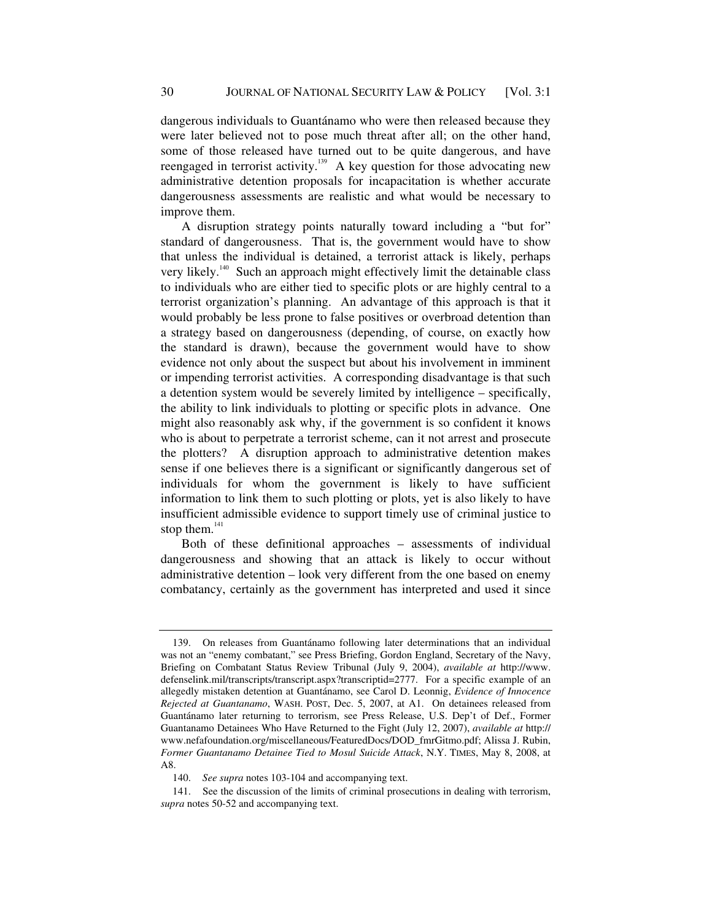dangerous individuals to Guantánamo who were then released because they were later believed not to pose much threat after all; on the other hand, some of those released have turned out to be quite dangerous, and have reengaged in terrorist activity.[139] A key question for those advocating new administrative detention proposals for incapacitation is whether accurate dangerousness assessments are realistic and what would be necessary to improve them.

A disruption strategy points naturally toward including a "but for" standard of dangerousness. That is, the government would have to show that unless the individual is detained, a terrorist attack is likely, perhaps very likely.[140] Such an approach might effectively limit the detainable class to individuals who are either tied to specific plots or are highly central to a terrorist organization's planning. An advantage of this approach is that it would probably be less prone to false positives or overbroad detention than a strategy based on dangerousness (depending, of course, on exactly how the standard is drawn), because the government would have to show evidence not only about the suspect but about his involvement in imminent or impending terrorist activities. A corresponding disadvantage is that such a detention system would be severely limited by intelligence – specifically, the ability to link individuals to plotting or specific plots in advance. One might also reasonably ask why, if the government is so confident it knows who is about to perpetrate a terrorist scheme, can it not arrest and prosecute the plotters? A disruption approach to administrative detention makes sense if one believes there is a significant or significantly dangerous set of individuals for whom the government is likely to have sufficient information to link them to such plotting or plots, yet is also likely to have insufficient admissible evidence to support timely use of criminal justice to stop them.[141]

Both of these definitional approaches – assessments of individual dangerousness and showing that an attack is likely to occur without administrative detention – look very different from the one based on enemy combatancy, certainly as the government has interpreted and used it since

---

139. On releases from Guantánamo following later determinations that an individual was not an "enemy combatant," see Press Briefing, Gordon England, Secretary of the Navy, Briefing on Combatant Status Review Tribunal (July 9, 2004), *available at* http://www.defenselink.mil/transcripts/transcript.aspx?transcriptid=2777. For a specific example of an allegedly mistaken detention at Guantánamo, see Carol D. Leonnig, *Evidence of Innocence Rejected at Guantanamo*, WASH. POST, Dec. 5, 2007, at A1. On detainees released from Guantánamo later returning to terrorism, see Press Release, U.S. Dep't of Def., Former Guantanamo Detainees Who Have Returned to the Fight (July 12, 2007), *available at* http://www.nefafoundation.org/miscellaneous/FeaturedDocs/DOD_fmrGitmo.pdf; Alissa J. Rubin, *Former Guantanamo Detainee Tied to Mosul Suicide Attack*, N.Y. TIMES, May 8, 2008, at A8.

140. *See supra* notes 103-104 and accompanying text.

141. See the discussion of the limits of criminal prosecutions in dealing with terrorism, *supra* notes 50-52 and accompanying text.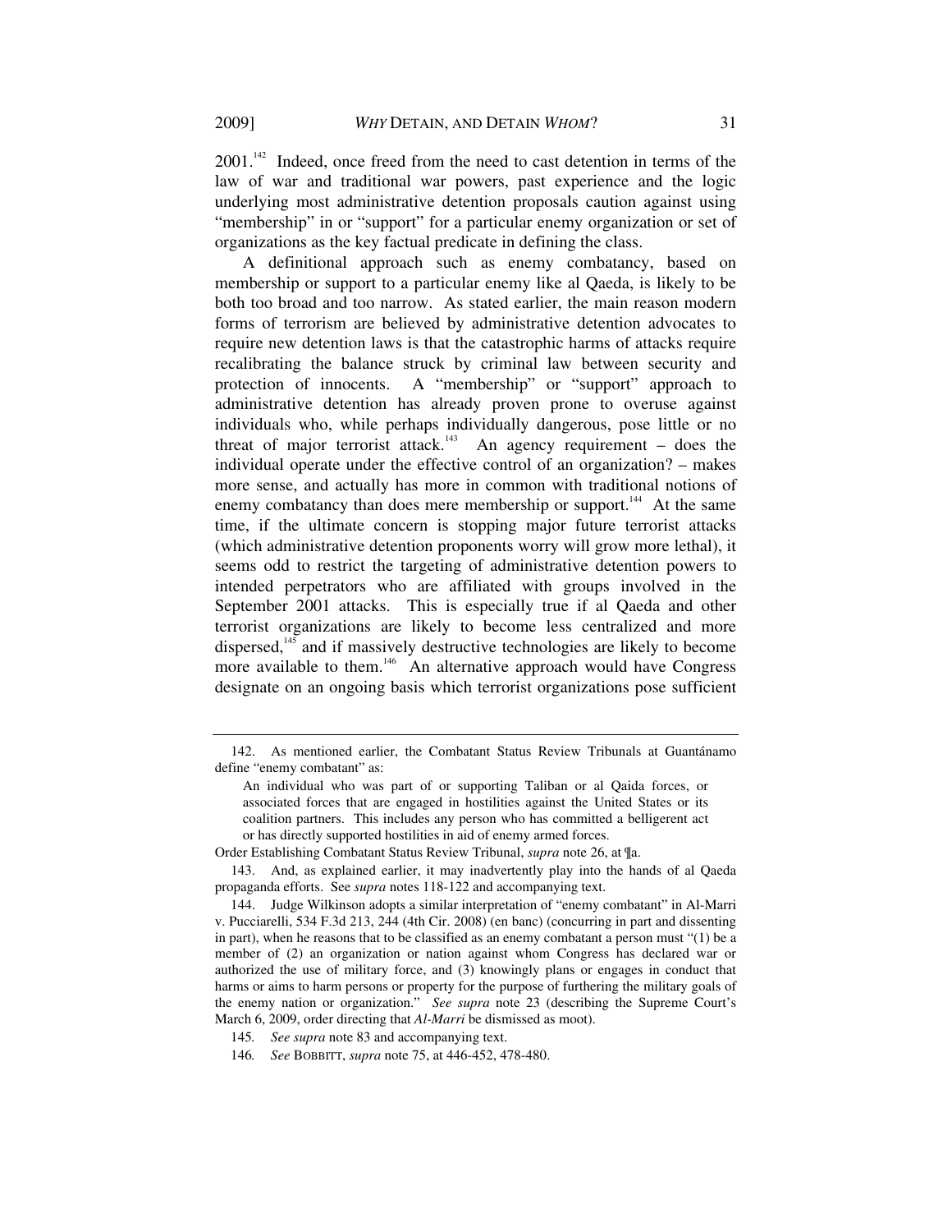2001.[142] Indeed, once freed from the need to cast detention in terms of the law of war and traditional war powers, past experience and the logic underlying most administrative detention proposals caution against using "membership" in or "support" for a particular enemy organization or set of organizations as the key factual predicate in defining the class.

A definitional approach such as enemy combatancy, based on membership or support to a particular enemy like al Qaeda, is likely to be both too broad and too narrow. As stated earlier, the main reason modern forms of terrorism are believed by administrative detention advocates to require new detention laws is that the catastrophic harms of attacks require recalibrating the balance struck by criminal law between security and protection of innocents. A "membership" or "support" approach to administrative detention has already proven prone to overuse against individuals who, while perhaps individually dangerous, pose little or no threat of major terrorist attack.[143] An agency requirement – does the individual operate under the effective control of an organization? – makes more sense, and actually has more in common with traditional notions of enemy combatancy than does mere membership or support.[144] At the same time, if the ultimate concern is stopping major future terrorist attacks (which administrative detention proponents worry will grow more lethal), it seems odd to restrict the targeting of administrative detention powers to intended perpetrators who are affiliated with groups involved in the September 2001 attacks. This is especially true if al Qaeda and other terrorist organizations are likely to become less centralized and more dispersed,[145] and if massively destructive technologies are likely to become more available to them.[146] An alternative approach would have Congress designate on an ongoing basis which terrorist organizations pose sufficient

---

142. As mentioned earlier, the Combatant Status Review Tribunals at Guantánamo define "enemy combatant" as:

> An individual who was part of or supporting Taliban or al Qaida forces, or associated forces that are engaged in hostilities against the United States or its coalition partners. This includes any person who has committed a belligerent act or has directly supported hostilities in aid of enemy armed forces.

Order Establishing Combatant Status Review Tribunal, *supra* note 26, at ¶a.

143. And, as explained earlier, it may inadvertently play into the hands of al Qaeda propaganda efforts. See *supra* notes 118-122 and accompanying text.

144. Judge Wilkinson adopts a similar interpretation of "enemy combatant" in Al-Marri v. Pucciarelli, 534 F.3d 213, 244 (4th Cir. 2008) (en banc) (concurring in part and dissenting in part), when he reasons that to be classified as an enemy combatant a person must "(1) be a member of (2) an organization or nation against whom Congress has declared war or authorized the use of military force, and (3) knowingly plans or engages in conduct that harms or aims to harm persons or property for the purpose of furthering the military goals of the enemy nation or organization." *See supra* note 23 (describing the Supreme Court's March 6, 2009, order directing that *Al-Marri* be dismissed as moot).

145. *See supra* note 83 and accompanying text.

146. *See* BOBBITT, *supra* note 75, at 446-452, 478-480.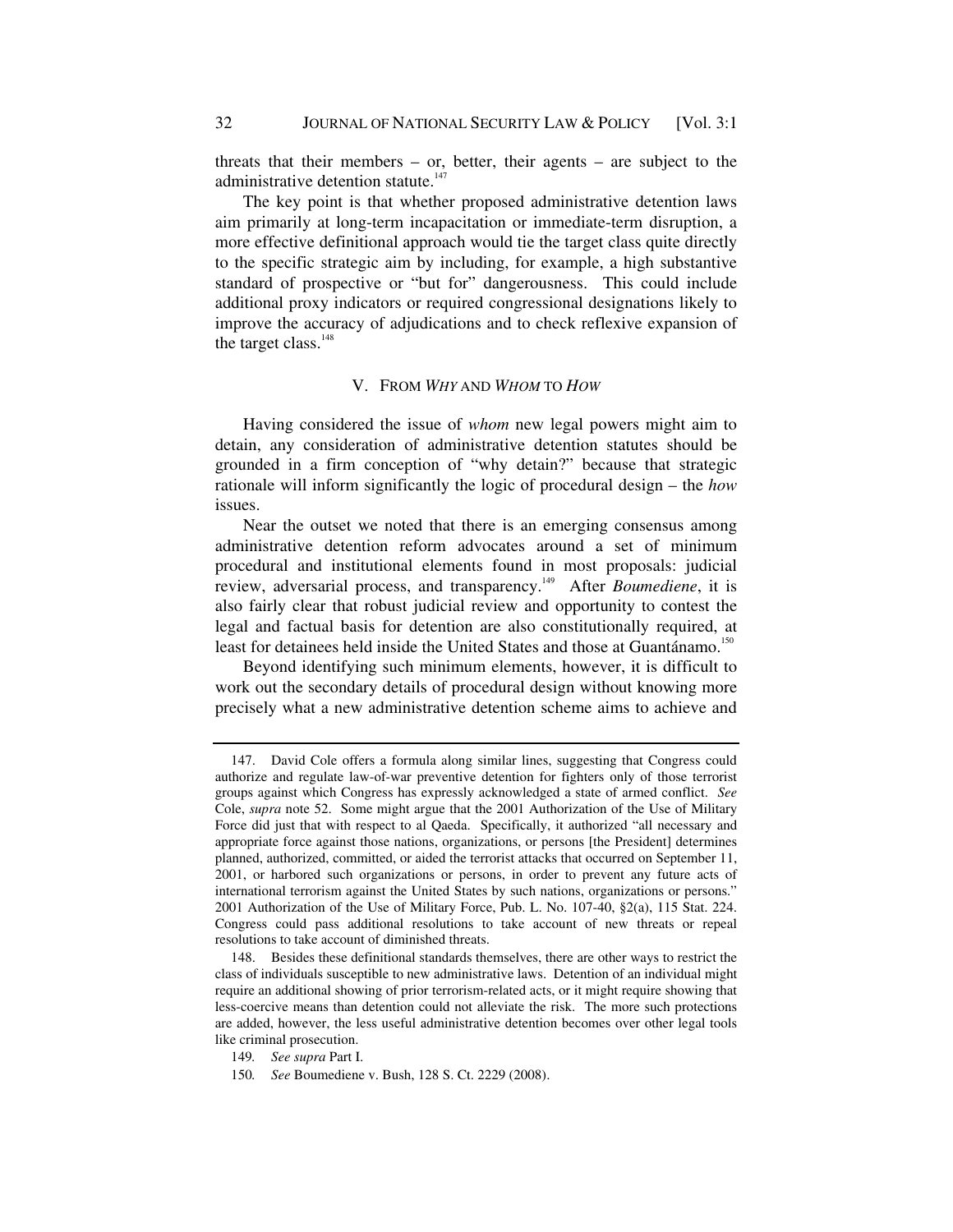threats that their members – or, better, their agents – are subject to the administrative detention statute.[147]

The key point is that whether proposed administrative detention laws aim primarily at long-term incapacitation or immediate-term disruption, a more effective definitional approach would tie the target class quite directly to the specific strategic aim by including, for example, a high substantive standard of prospective or "but for" dangerousness. This could include additional proxy indicators or required congressional designations likely to improve the accuracy of adjudications and to check reflexive expansion of the target class.[148]

## V. FROM *WHY* AND *WHOM* TO *HOW*

Having considered the issue of *whom* new legal powers might aim to detain, any consideration of administrative detention statutes should be grounded in a firm conception of "why detain?" because that strategic rationale will inform significantly the logic of procedural design – the *how* issues.

Near the outset we noted that there is an emerging consensus among administrative detention reform advocates around a set of minimum procedural and institutional elements found in most proposals: judicial review, adversarial process, and transparency.[149] After *Boumediene*, it is also fairly clear that robust judicial review and opportunity to contest the legal and factual basis for detention are also constitutionally required, at least for detainees held inside the United States and those at Guantánamo.[150]

Beyond identifying such minimum elements, however, it is difficult to work out the secondary details of procedural design without knowing more precisely what a new administrative detention scheme aims to achieve and

---

147. David Cole offers a formula along similar lines, suggesting that Congress could authorize and regulate law-of-war preventive detention for fighters only of those terrorist groups against which Congress has expressly acknowledged a state of armed conflict. *See* Cole, *supra* note 52. Some might argue that the 2001 Authorization of the Use of Military Force did just that with respect to al Qaeda. Specifically, it authorized "all necessary and appropriate force against those nations, organizations, or persons [the President] determines planned, authorized, committed, or aided the terrorist attacks that occurred on September 11, 2001, or harbored such organizations or persons, in order to prevent any future acts of international terrorism against the United States by such nations, organizations or persons." 2001 Authorization of the Use of Military Force, Pub. L. No. 107-40, §2(a), 115 Stat. 224. Congress could pass additional resolutions to take account of new threats or repeal resolutions to take account of diminished threats.

148. Besides these definitional standards themselves, there are other ways to restrict the class of individuals susceptible to new administrative laws. Detention of an individual might require an additional showing of prior terrorism-related acts, or it might require showing that less-coercive means than detention could not alleviate the risk. The more such protections are added, however, the less useful administrative detention becomes over other legal tools like criminal prosecution.

149. *See supra* Part I.

150. *See* Boumediene v. Bush, 128 S. Ct. 2229 (2008).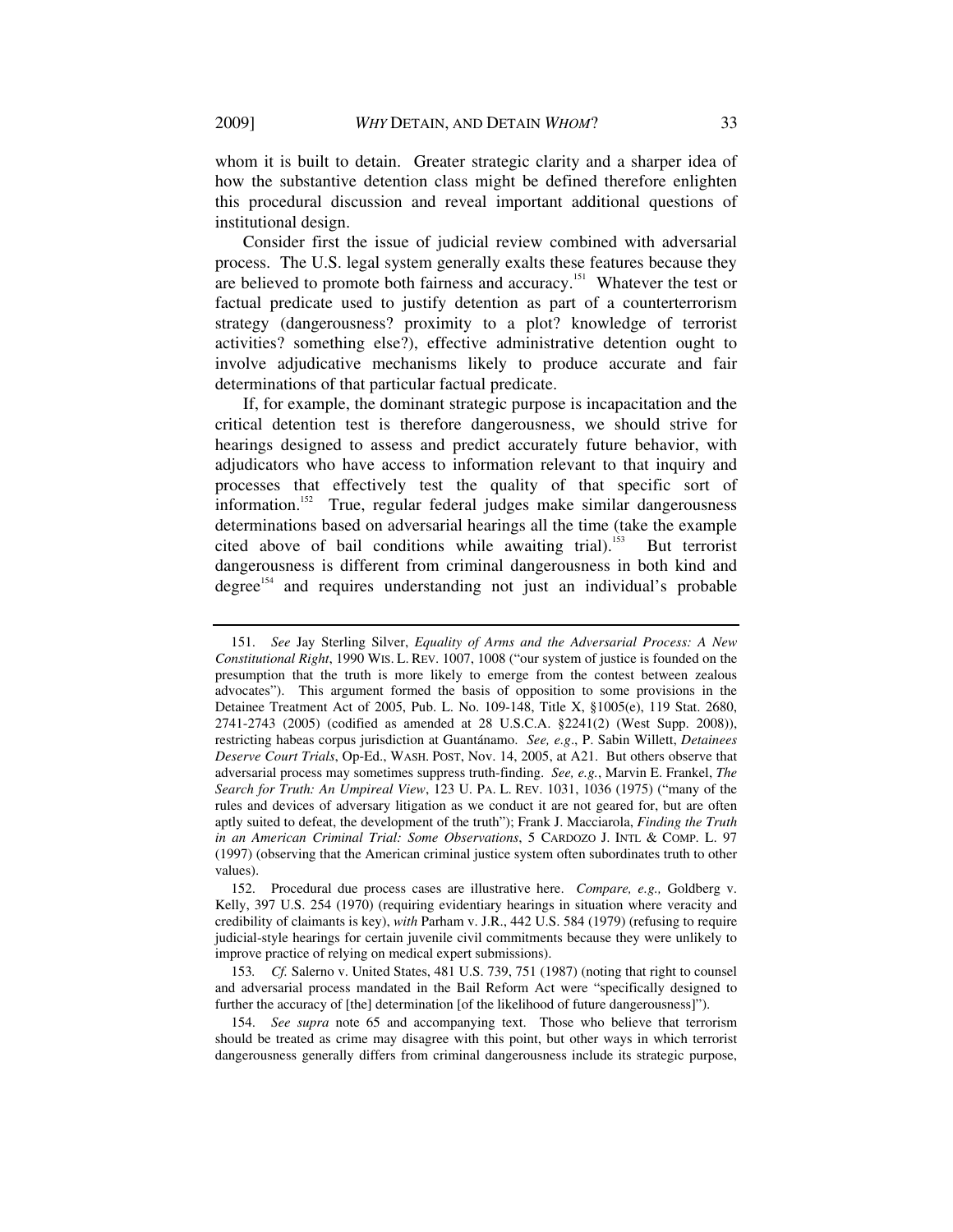whom it is built to detain. Greater strategic clarity and a sharper idea of how the substantive detention class might be defined therefore enlighten this procedural discussion and reveal important additional questions of institutional design.

Consider first the issue of judicial review combined with adversarial process. The U.S. legal system generally exalts these features because they are believed to promote both fairness and accuracy.[151] Whatever the test or factual predicate used to justify detention as part of a counterterrorism strategy (dangerousness? proximity to a plot? knowledge of terrorist activities? something else?), effective administrative detention ought to involve adjudicative mechanisms likely to produce accurate and fair determinations of that particular factual predicate.

If, for example, the dominant strategic purpose is incapacitation and the critical detention test is therefore dangerousness, we should strive for hearings designed to assess and predict accurately future behavior, with adjudicators who have access to information relevant to that inquiry and processes that effectively test the quality of that specific sort of information.[152] True, regular federal judges make similar dangerousness determinations based on adversarial hearings all the time (take the example cited above of bail conditions while awaiting trial).[153] But terrorist dangerousness is different from criminal dangerousness in both kind and degree[154] and requires understanding not just an individual's probable

---

151. *See* Jay Sterling Silver, *Equality of Arms and the Adversarial Process: A New Constitutional Right*, 1990 WIS. L. REV. 1007, 1008 ("our system of justice is founded on the presumption that the truth is more likely to emerge from the contest between zealous advocates"). This argument formed the basis of opposition to some provisions in the Detainee Treatment Act of 2005, Pub. L. No. 109-148, Title X, §1005(e), 119 Stat. 2680, 2741-2743 (2005) (codified as amended at 28 U.S.C.A. §2241(2) (West Supp. 2008)), restricting habeas corpus jurisdiction at Guantánamo. *See, e.g*., P. Sabin Willett, *Detainees Deserve Court Trials*, Op-Ed., WASH. POST, Nov. 14, 2005, at A21. But others observe that adversarial process may sometimes suppress truth-finding. *See, e.g.*, Marvin E. Frankel, *The Search for Truth: An Umpireal View*, 123 U. PA. L. REV. 1031, 1036 (1975) ("many of the rules and devices of adversary litigation as we conduct it are not geared for, but are often aptly suited to defeat, the development of the truth"); Frank J. Macciarola, *Finding the Truth in an American Criminal Trial: Some Observations*, 5 CARDOZO J. INTL & COMP. L. 97 (1997) (observing that the American criminal justice system often subordinates truth to other values).

152. Procedural due process cases are illustrative here. *Compare, e.g.,* Goldberg v. Kelly, 397 U.S. 254 (1970) (requiring evidentiary hearings in situation where veracity and credibility of claimants is key), *with* Parham v. J.R., 442 U.S. 584 (1979) (refusing to require judicial-style hearings for certain juvenile civil commitments because they were unlikely to improve practice of relying on medical expert submissions).

153. *Cf.* Salerno v. United States, 481 U.S. 739, 751 (1987) (noting that right to counsel and adversarial process mandated in the Bail Reform Act were "specifically designed to further the accuracy of [the] determination [of the likelihood of future dangerousness]").

154. *See supra* note 65 and accompanying text. Those who believe that terrorism should be treated as crime may disagree with this point, but other ways in which terrorist dangerousness generally differs from criminal dangerousness include its strategic purpose,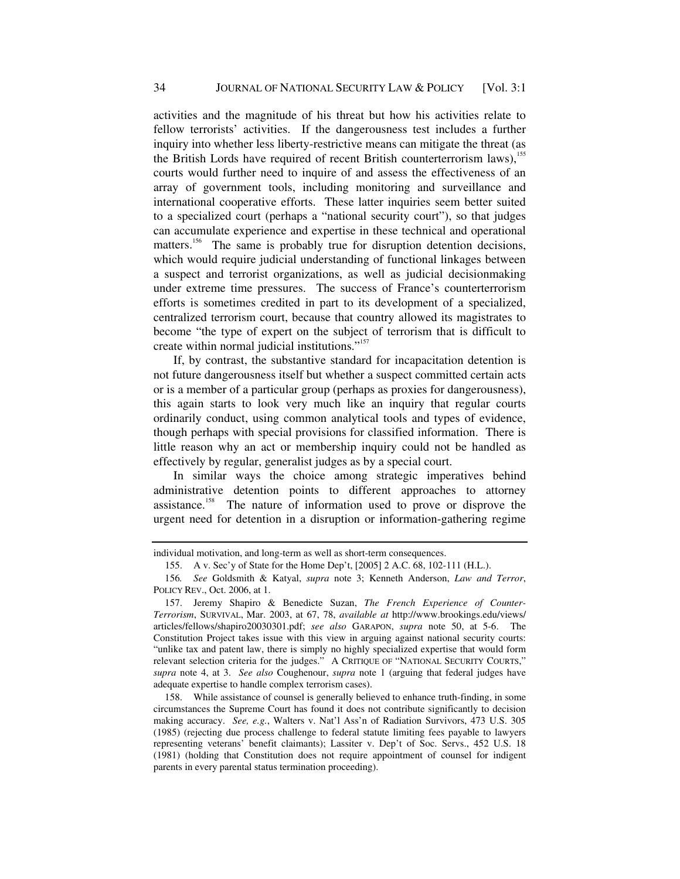activities and the magnitude of his threat but how his activities relate to fellow terrorists' activities. If the dangerousness test includes a further inquiry into whether less liberty-restrictive means can mitigate the threat (as the British Lords have required of recent British counterterrorism laws),[155] courts would further need to inquire of and assess the effectiveness of an array of government tools, including monitoring and surveillance and international cooperative efforts. These latter inquiries seem better suited to a specialized court (perhaps a "national security court"), so that judges can accumulate experience and expertise in these technical and operational matters.[156] The same is probably true for disruption detention decisions, which would require judicial understanding of functional linkages between a suspect and terrorist organizations, as well as judicial decisionmaking under extreme time pressures. The success of France's counterterrorism efforts is sometimes credited in part to its development of a specialized, centralized terrorism court, because that country allowed its magistrates to become "the type of expert on the subject of terrorism that is difficult to create within normal judicial institutions."[157]

If, by contrast, the substantive standard for incapacitation detention is not future dangerousness itself but whether a suspect committed certain acts or is a member of a particular group (perhaps as proxies for dangerousness), this again starts to look very much like an inquiry that regular courts ordinarily conduct, using common analytical tools and types of evidence, though perhaps with special provisions for classified information. There is little reason why an act or membership inquiry could not be handled as effectively by regular, generalist judges as by a special court.

In similar ways the choice among strategic imperatives behind administrative detention points to different approaches to attorney assistance.[158] The nature of information used to prove or disprove the urgent need for detention in a disruption or information-gathering regime

---

individual motivation, and long-term as well as short-term consequences.

155. A v. Sec'y of State for the Home Dep't, [2005] 2 A.C. 68, 102-111 (H.L.).

156. *See* Goldsmith & Katyal, *supra* note 3; Kenneth Anderson, *Law and Terror*, POLICY REV., Oct. 2006, at 1.

157. Jeremy Shapiro & Benedicte Suzan, *The French Experience of Counter-Terrorism*, SURVIVAL, Mar. 2003, at 67, 78, *available at* http://www.brookings.edu/views/articles/fellows/shapiro20030301.pdf; *see also* GARAPON, *supra* note 50, at 5-6. The Constitution Project takes issue with this view in arguing against national security courts: "unlike tax and patent law, there is simply no highly specialized expertise that would form relevant selection criteria for the judges." A CRITIQUE OF "NATIONAL SECURITY COURTS," *supra* note 4, at 3. *See also* Coughenour, *supra* note 1 (arguing that federal judges have adequate expertise to handle complex terrorism cases).

158. While assistance of counsel is generally believed to enhance truth-finding, in some circumstances the Supreme Court has found it does not contribute significantly to decision making accuracy. *See, e.g.*, Walters v. Nat'l Ass'n of Radiation Survivors, 473 U.S. 305 (1985) (rejecting due process challenge to federal statute limiting fees payable to lawyers representing veterans' benefit claimants); Lassiter v. Dep't of Soc. Servs., 452 U.S. 18 (1981) (holding that Constitution does not require appointment of counsel for indigent parents in every parental status termination proceeding).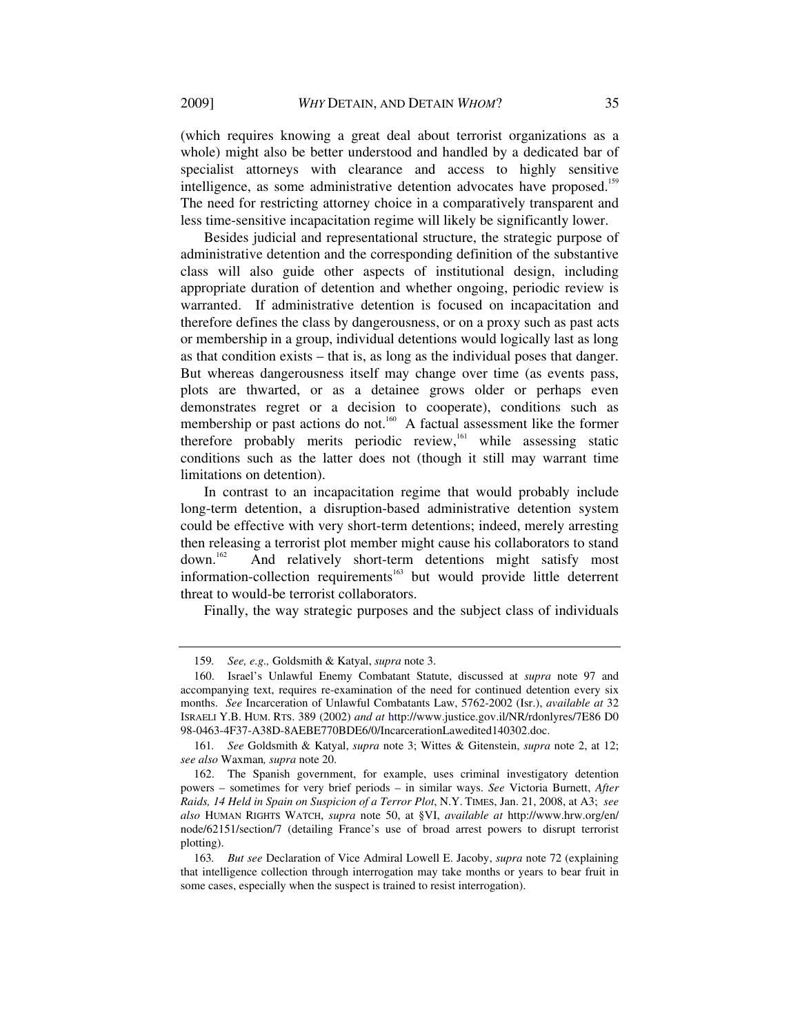(which requires knowing a great deal about terrorist organizations as a whole) might also be better understood and handled by a dedicated bar of specialist attorneys with clearance and access to highly sensitive intelligence, as some administrative detention advocates have proposed.[159] The need for restricting attorney choice in a comparatively transparent and less time-sensitive incapacitation regime will likely be significantly lower.

Besides judicial and representational structure, the strategic purpose of administrative detention and the corresponding definition of the substantive class will also guide other aspects of institutional design, including appropriate duration of detention and whether ongoing, periodic review is warranted. If administrative detention is focused on incapacitation and therefore defines the class by dangerousness, or on a proxy such as past acts or membership in a group, individual detentions would logically last as long as that condition exists – that is, as long as the individual poses that danger. But whereas dangerousness itself may change over time (as events pass, plots are thwarted, or as a detainee grows older or perhaps even demonstrates regret or a decision to cooperate), conditions such as membership or past actions do not.[160] A factual assessment like the former therefore probably merits periodic review,[161] while assessing static conditions such as the latter does not (though it still may warrant time limitations on detention).

In contrast to an incapacitation regime that would probably include long-term detention, a disruption-based administrative detention system could be effective with very short-term detentions; indeed, merely arresting then releasing a terrorist plot member might cause his collaborators to stand down.[162] And relatively short-term detentions might satisfy most information-collection requirements[163] but would provide little deterrent threat to would-be terrorist collaborators.

Finally, the way strategic purposes and the subject class of individuals

---

159. *See, e.g.,* Goldsmith & Katyal, *supra* note 3.

160. Israel's Unlawful Enemy Combatant Statute, discussed at *supra* note 97 and accompanying text, requires re-examination of the need for continued detention every six months. *See* Incarceration of Unlawful Combatants Law, 5762-2002 (Isr.), *available at* 32 ISRAELI Y.B. HUM. RTS. 389 (2002) *and at* http://www.justice.gov.il/NR/rdonlyres/7E86D098-0463-4F37-A38D-8AEBE770BDE6/0/IncarcerationLawedited140302.doc.

161. *See* Goldsmith & Katyal, *supra* note 3; Wittes & Gitenstein, *supra* note 2, at 12; *see also* Waxman, *supra* note 20.

162. The Spanish government, for example, uses criminal investigatory detention powers – sometimes for very brief periods – in similar ways. *See* Victoria Burnett, *After Raids, 14 Held in Spain on Suspicion of a Terror Plot*, N.Y. TIMES, Jan. 21, 2008, at A3; *see also* HUMAN RIGHTS WATCH, *supra* note 50, at §VI, *available at* http://www.hrw.org/en/node/62151/section/7 (detailing France's use of broad arrest powers to disrupt terrorist plotting).

163. *But see* Declaration of Vice Admiral Lowell E. Jacoby, *supra* note 72 (explaining that intelligence collection through interrogation may take months or years to bear fruit in some cases, especially when the suspect is trained to resist interrogation).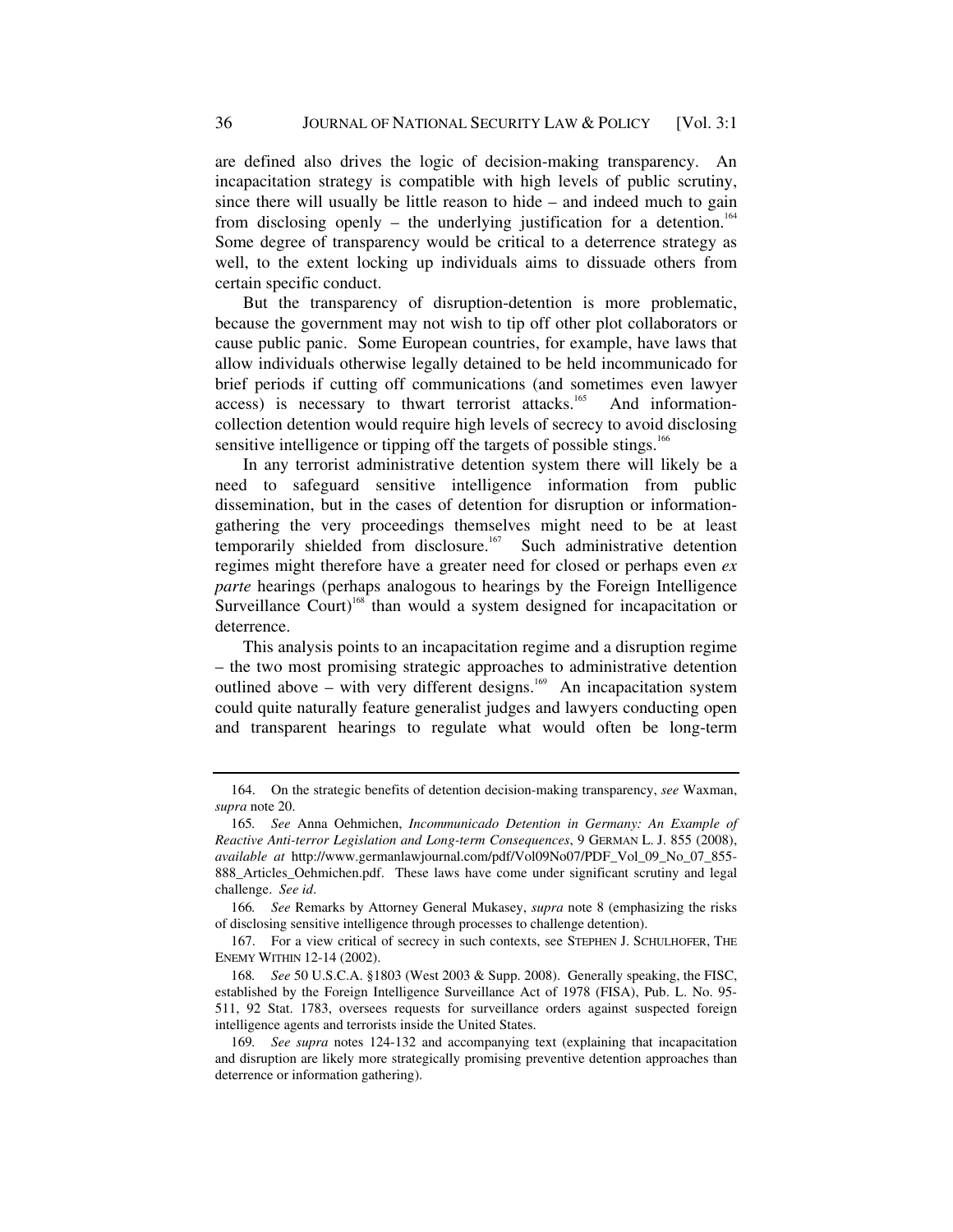are defined also drives the logic of decision-making transparency. An incapacitation strategy is compatible with high levels of public scrutiny, since there will usually be little reason to hide – and indeed much to gain from disclosing openly – the underlying justification for a detention.[164] Some degree of transparency would be critical to a deterrence strategy as well, to the extent locking up individuals aims to dissuade others from certain specific conduct.

But the transparency of disruption-detention is more problematic, because the government may not wish to tip off other plot collaborators or cause public panic. Some European countries, for example, have laws that allow individuals otherwise legally detained to be held incommunicado for brief periods if cutting off communications (and sometimes even lawyer access) is necessary to thwart terrorist attacks.[165] And information-collection detention would require high levels of secrecy to avoid disclosing sensitive intelligence or tipping off the targets of possible stings.[166]

In any terrorist administrative detention system there will likely be a need to safeguard sensitive intelligence information from public dissemination, but in the cases of detention for disruption or information-gathering the very proceedings themselves might need to be at least temporarily shielded from disclosure.[167] Such administrative detention regimes might therefore have a greater need for closed or perhaps even *ex parte* hearings (perhaps analogous to hearings by the Foreign Intelligence Surveillance Court)[168] than would a system designed for incapacitation or deterrence.

This analysis points to an incapacitation regime and a disruption regime – the two most promising strategic approaches to administrative detention outlined above – with very different designs.[169] An incapacitation system could quite naturally feature generalist judges and lawyers conducting open and transparent hearings to regulate what would often be long-term

---

164. On the strategic benefits of detention decision-making transparency, *see* Waxman, *supra* note 20.

165. *See* Anna Oehmichen, *Incommunicado Detention in Germany: An Example of Reactive Anti-terror Legislation and Long-term Consequences*, 9 GERMAN L. J. 855 (2008), *available at* http://www.germanlawjournal.com/pdf/Vol09No07/PDF_Vol_09_No_07_855-888_Articles_Oehmichen.pdf. These laws have come under significant scrutiny and legal challenge. *See id.*

166. *See* Remarks by Attorney General Mukasey, *supra* note 8 (emphasizing the risks of disclosing sensitive intelligence through processes to challenge detention).

167. For a view critical of secrecy in such contexts, see STEPHEN J. SCHULHOFER, THE ENEMY WITHIN 12-14 (2002).

168. *See* 50 U.S.C.A. §1803 (West 2003 & Supp. 2008). Generally speaking, the FISC, established by the Foreign Intelligence Surveillance Act of 1978 (FISA), Pub. L. No. 95-511, 92 Stat. 1783, oversees requests for surveillance orders against suspected foreign intelligence agents and terrorists inside the United States.

169. *See supra* notes 124-132 and accompanying text (explaining that incapacitation and disruption are likely more strategically promising preventive detention approaches than deterrence or information gathering).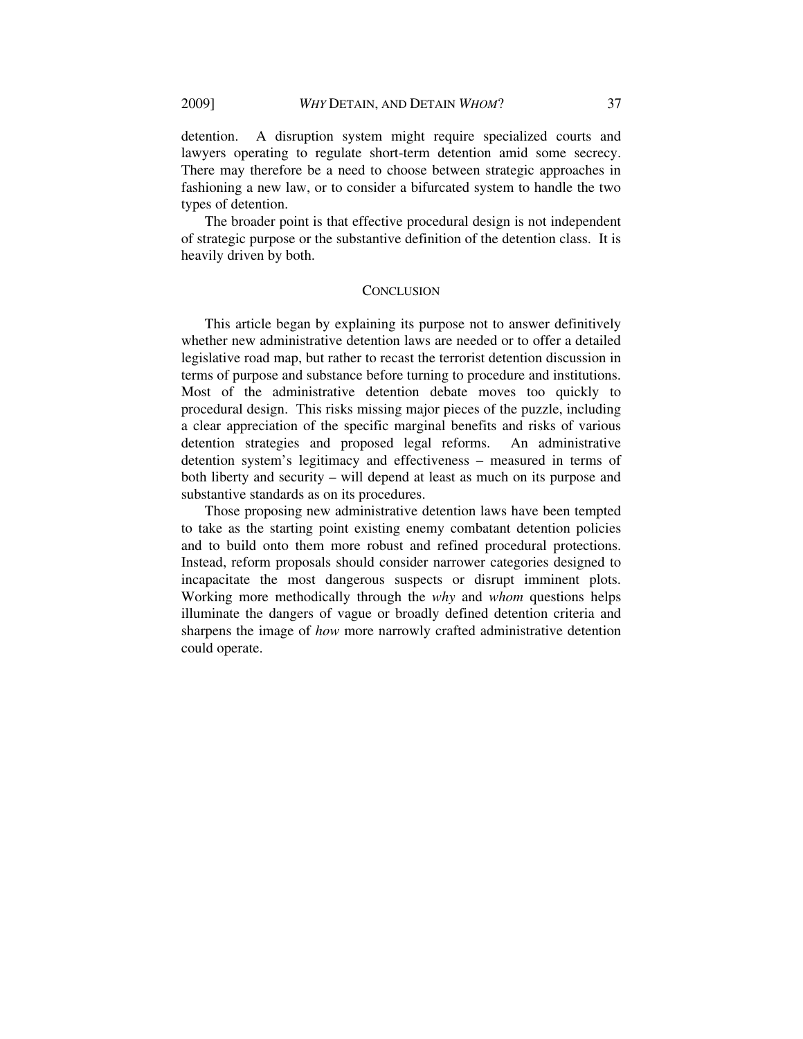detention. A disruption system might require specialized courts and lawyers operating to regulate short-term detention amid some secrecy. There may therefore be a need to choose between strategic approaches in fashioning a new law, or to consider a bifurcated system to handle the two types of detention.

The broader point is that effective procedural design is not independent of strategic purpose or the substantive definition of the detention class. It is heavily driven by both.

## CONCLUSION

This article began by explaining its purpose not to answer definitively whether new administrative detention laws are needed or to offer a detailed legislative road map, but rather to recast the terrorist detention discussion in terms of purpose and substance before turning to procedure and institutions. Most of the administrative detention debate moves too quickly to procedural design. This risks missing major pieces of the puzzle, including a clear appreciation of the specific marginal benefits and risks of various detention strategies and proposed legal reforms. An administrative detention system's legitimacy and effectiveness – measured in terms of both liberty and security – will depend at least as much on its purpose and substantive standards as on its procedures.

Those proposing new administrative detention laws have been tempted to take as the starting point existing enemy combatant detention policies and to build onto them more robust and refined procedural protections. Instead, reform proposals should consider narrower categories designed to incapacitate the most dangerous suspects or disrupt imminent plots. Working more methodically through the *why* and *whom* questions helps illuminate the dangers of vague or broadly defined detention criteria and sharpens the image of *how* more narrowly crafted administrative detention could operate.